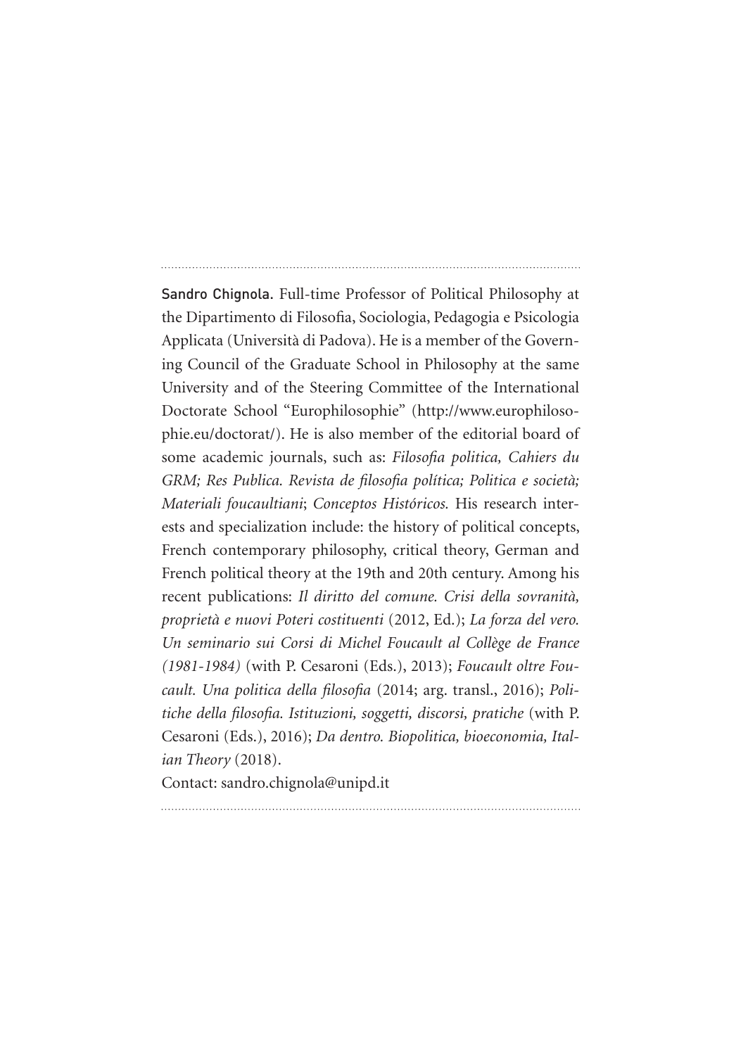**Sandro Chignola.** Full-time Professor of Political Philosophy at the Dipartimento di Filosofia, Sociologia, Pedagogia e Psicologia Applicata (Università di Padova). He is a member of the Governing Council of the Graduate School in Philosophy at the same University and of the Steering Committee of the International Doctorate School "Europhilosophie" (http://www.europhilosophie.eu/doctorat/). He is also member of the editorial board of some academic journals, such as: *Filosofia politica, Cahiers du GRM; Res Publica. Revista de filosofia política; Politica e società; Materiali foucaultiani*; *Conceptos Históricos.* His research interests and specialization include: the history of political concepts, French contemporary philosophy, critical theory, German and French political theory at the 19th and 20th century. Among his recent publications: *Il diritto del comune. Crisi della sovranità, proprietà e nuovi Poteri costituenti* (2012, Ed.); *La forza del vero. Un seminario sui Corsi di Michel Foucault al Collège de France (1981-1984)* (with P. Cesaroni (Eds.), 2013); *Foucault oltre Foucault. Una politica della filosofia* (2014; arg. transl., 2016); *Politiche della filosofia. Istituzioni, soggetti, discorsi, pratiche* (with P. Cesaroni (Eds.), 2016); *Da dentro. Biopolitica, bioeconomia, Italian Theory* (2018).

Contact: sandro.chignola@unipd.it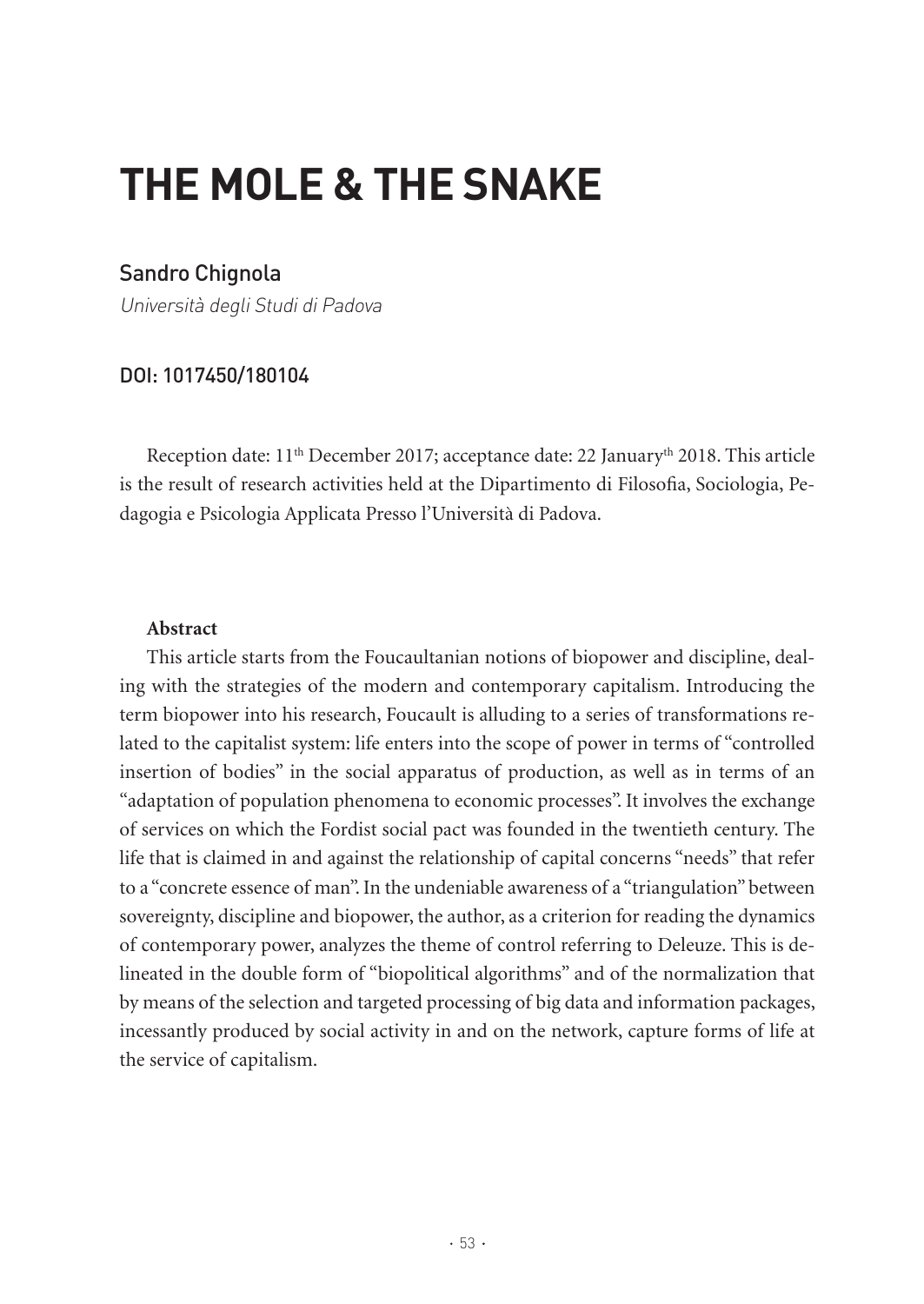# THE MOLE & THE SNAKE

Sandro Chignola

*Università degli Studi di Padova*

DOI: 1017450/180104

Reception date: 11th December 2017; acceptance date: 22 Januaryth 2018. This article is the result of research activities held at the Dipartimento di Filosofia, Sociologia, Pedagogia e Psicologia Applicata Presso l'Università di Padova.

**Abstract**

This article starts from the Foucaultanian notions of biopower and discipline, dealing with the strategies of the modern and contemporary capitalism. Introducing the term biopower into his research, Foucault is alluding to a series of transformations related to the capitalist system: life enters into the scope of power in terms of "controlled insertion of bodies" in the social apparatus of production, as well as in terms of an "adaptation of population phenomena to economic processes". It involves the exchange of services on which the Fordist social pact was founded in the twentieth century. The life that is claimed in and against the relationship of capital concerns "needs" that refer to a "concrete essence of man". In the undeniable awareness of a "triangulation" between sovereignty, discipline and biopower, the author, as a criterion for reading the dynamics of contemporary power, analyzes the theme of control referring to Deleuze. This is delineated in the double form of "biopolitical algorithms" and of the normalization that by means of the selection and targeted processing of big data and information packages, incessantly produced by social activity in and on the network, capture forms of life at the service of capitalism.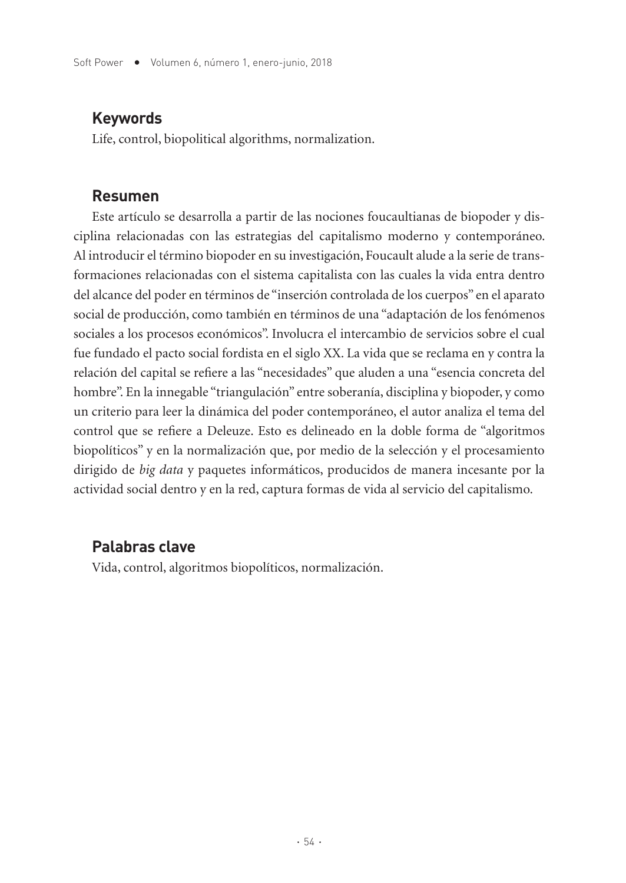## Keywords

Life, control, biopolitical algorithms, normalization.

## Resumen

Este artículo se desarrolla a partir de las nociones foucaultianas de biopoder y disciplina relacionadas con las estrategias del capitalismo moderno y contemporáneo. Al introducir el término biopoder en su investigación, Foucault alude a la serie de transformaciones relacionadas con el sistema capitalista con las cuales la vida entra dentro del alcance del poder en términos de "inserción controlada de los cuerpos" en el aparato social de producción, como también en términos de una "adaptación de los fenómenos sociales a los procesos económicos". Involucra el intercambio de servicios sobre el cual fue fundado el pacto social fordista en el siglo XX. La vida que se reclama en y contra la relación del capital se refiere a las "necesidades" que aluden a una "esencia concreta del hombre". En la innegable "triangulación" entre soberanía, disciplina y biopoder, y como un criterio para leer la dinámica del poder contemporáneo, el autor analiza el tema del control que se refiere a Deleuze. Esto es delineado en la doble forma de "algoritmos biopolíticos" y en la normalización que, por medio de la selección y el procesamiento dirigido de *big data* y paquetes informáticos, producidos de manera incesante por la actividad social dentro y en la red, captura formas de vida al servicio del capitalismo.

## Palabras clave

Vida, control, algoritmos biopolíticos, normalización.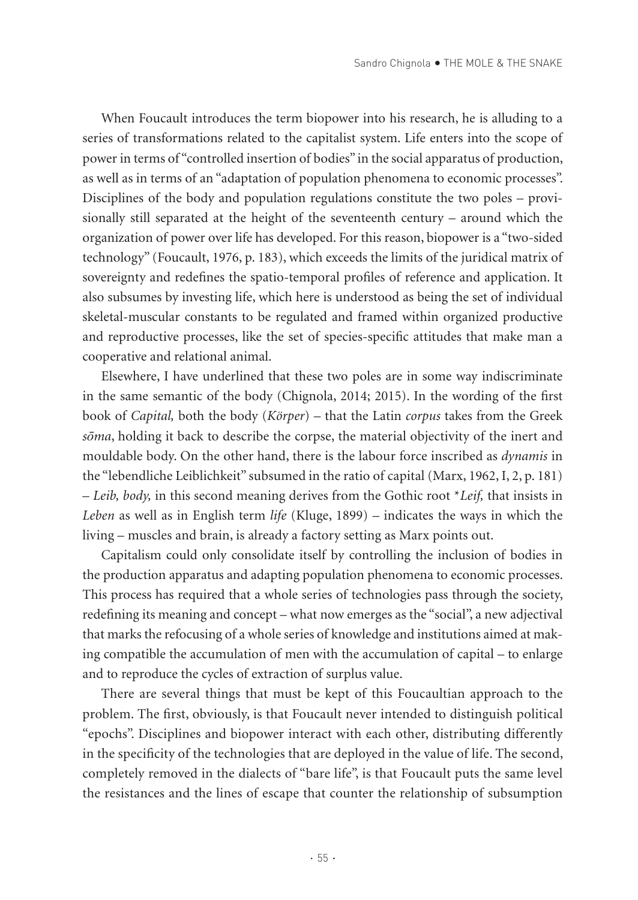When Foucault introduces the term biopower into his research, he is alluding to a series of transformations related to the capitalist system. Life enters into the scope of power in terms of "controlled insertion of bodies" in the social apparatus of production, as well as in terms of an "adaptation of population phenomena to economic processes". Disciplines of the body and population regulations constitute the two poles – provisionally still separated at the height of the seventeenth century – around which the organization of power over life has developed. For this reason, biopower is a "two-sided technology" (Foucault, 1976, p. 183), which exceeds the limits of the juridical matrix of sovereignty and redefines the spatio-temporal profiles of reference and application. It also subsumes by investing life, which here is understood as being the set of individual skeletal-muscular constants to be regulated and framed within organized productive and reproductive processes, like the set of species-specific attitudes that make man a cooperative and relational animal.

Elsewhere, I have underlined that these two poles are in some way indiscriminate in the same semantic of the body (Chignola, 2014; 2015). In the wording of the first book of *Capital,* both the body (*Körper*) – that the Latin *corpus* takes from the Greek *sōma*, holding it back to describe the corpse, the material objectivity of the inert and mouldable body. On the other hand, there is the labour force inscribed as *dynamis* in the "lebendliche Leiblichkeit" subsumed in the ratio of capital (Marx, 1962, I, 2, p. 181) – *Leib, body,* in this second meaning derives from the Gothic root *\*Leif,* that insists in *Leben* as well as in English term *life* (Kluge, 1899) – indicates the ways in which the living – muscles and brain, is already a factory setting as Marx points out.

Capitalism could only consolidate itself by controlling the inclusion of bodies in the production apparatus and adapting population phenomena to economic processes. This process has required that a whole series of technologies pass through the society, redefining its meaning and concept – what now emerges as the "social", a new adjectival that marks the refocusing of a whole series of knowledge and institutions aimed at making compatible the accumulation of men with the accumulation of capital – to enlarge and to reproduce the cycles of extraction of surplus value.

There are several things that must be kept of this Foucaultian approach to the problem. The first, obviously, is that Foucault never intended to distinguish political "epochs". Disciplines and biopower interact with each other, distributing differently in the specificity of the technologies that are deployed in the value of life. The second, completely removed in the dialects of "bare life", is that Foucault puts the same level the resistances and the lines of escape that counter the relationship of subsumption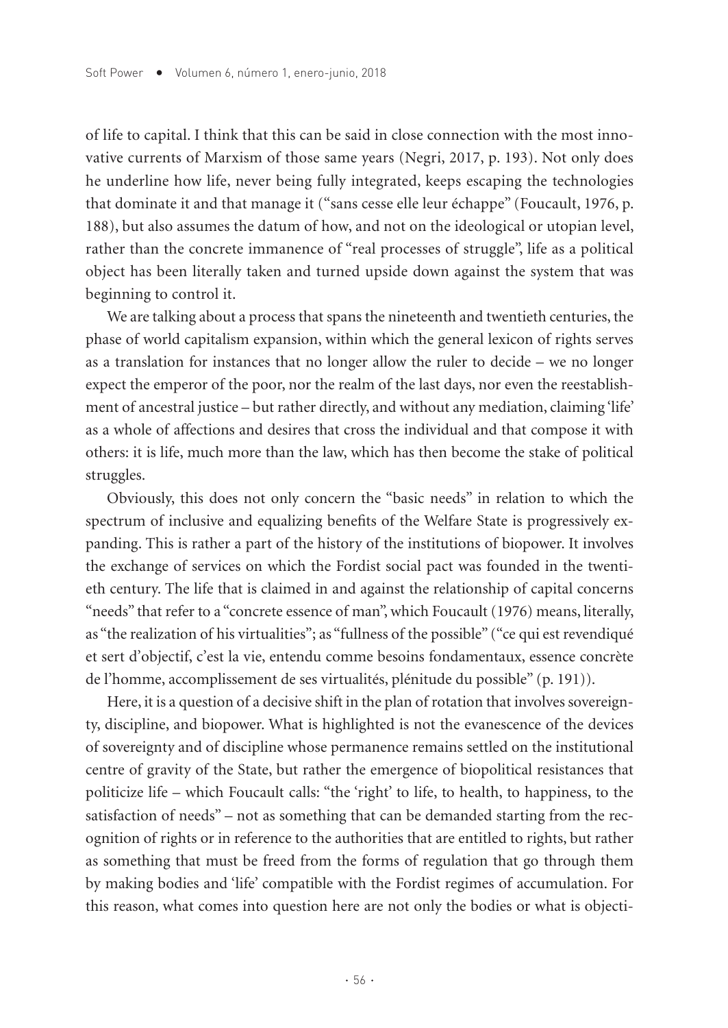of life to capital. I think that this can be said in close connection with the most innovative currents of Marxism of those same years (Negri, 2017, p. 193). Not only does he underline how life, never being fully integrated, keeps escaping the technologies that dominate it and that manage it ("sans cesse elle leur échappe" (Foucault, 1976, p. 188), but also assumes the datum of how, and not on the ideological or utopian level, rather than the concrete immanence of "real processes of struggle", life as a political object has been literally taken and turned upside down against the system that was beginning to control it.

We are talking about a process that spans the nineteenth and twentieth centuries, the phase of world capitalism expansion, within which the general lexicon of rights serves as a translation for instances that no longer allow the ruler to decide – we no longer expect the emperor of the poor, nor the realm of the last days, nor even the reestablishment of ancestral justice – but rather directly, and without any mediation, claiming 'life' as a whole of affections and desires that cross the individual and that compose it with others: it is life, much more than the law, which has then become the stake of political struggles.

Obviously, this does not only concern the "basic needs" in relation to which the spectrum of inclusive and equalizing benefits of the Welfare State is progressively expanding. This is rather a part of the history of the institutions of biopower. It involves the exchange of services on which the Fordist social pact was founded in the twentieth century. The life that is claimed in and against the relationship of capital concerns "needs" that refer to a "concrete essence of man", which Foucault (1976) means, literally, as "the realization of his virtualities"; as "fullness of the possible" ("ce qui est revendiqué et sert d'objectif, c'est la vie, entendu comme besoins fondamentaux, essence concrète de l'homme, accomplissement de ses virtualités, plénitude du possible" (p. 191)).

Here, it is a question of a decisive shift in the plan of rotation that involves sovereignty, discipline, and biopower. What is highlighted is not the evanescence of the devices of sovereignty and of discipline whose permanence remains settled on the institutional centre of gravity of the State, but rather the emergence of biopolitical resistances that politicize life – which Foucault calls: "the 'right' to life, to health, to happiness, to the satisfaction of needs" – not as something that can be demanded starting from the recognition of rights or in reference to the authorities that are entitled to rights, but rather as something that must be freed from the forms of regulation that go through them by making bodies and 'life' compatible with the Fordist regimes of accumulation. For this reason, what comes into question here are not only the bodies or what is objecti-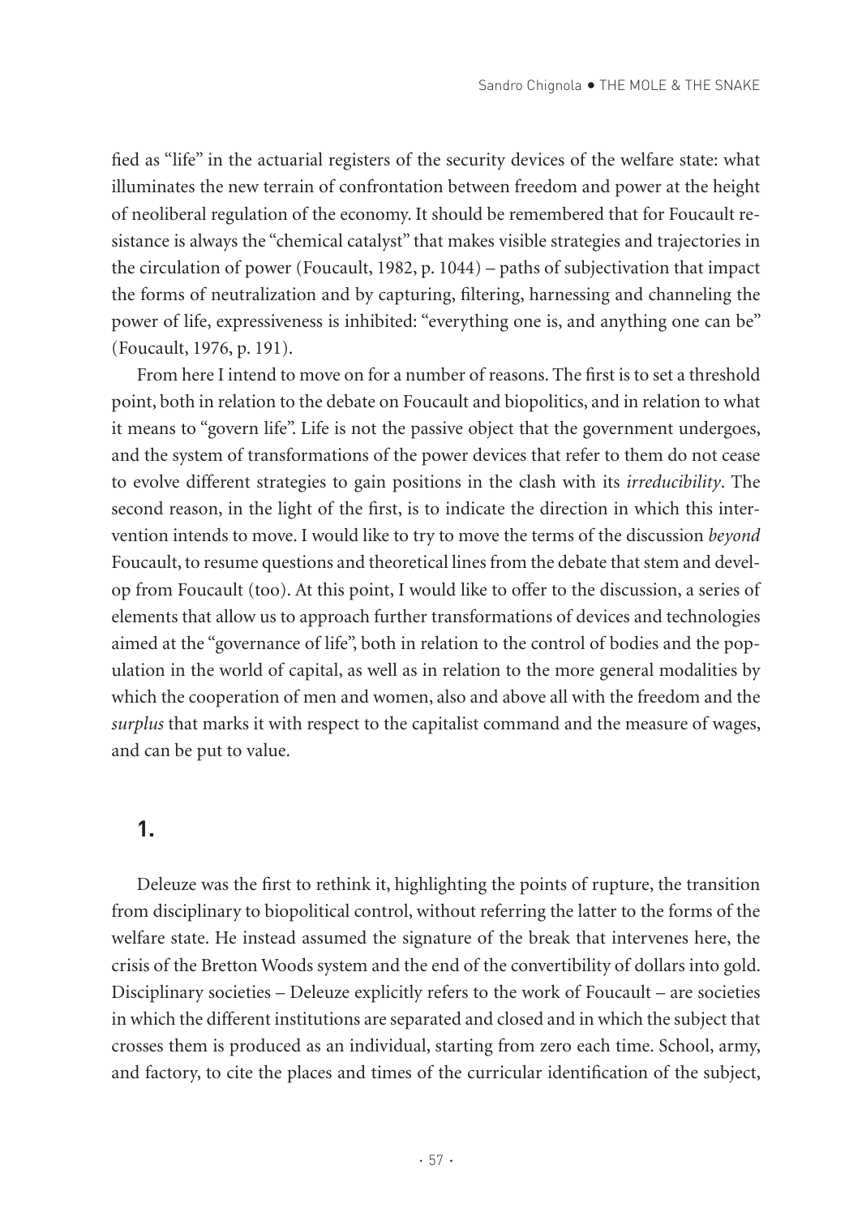fied as "life" in the actuarial registers of the security devices of the welfare state: what illuminates the new terrain of confrontation between freedom and power at the height of neoliberal regulation of the economy. It should be remembered that for Foucault resistance is always the "chemical catalyst" that makes visible strategies and trajectories in the circulation of power (Foucault, 1982, p. 1044) – paths of subjectivation that impact the forms of neutralization and by capturing, filtering, harnessing and channeling the power of life, expressiveness is inhibited: "everything one is, and anything one can be" (Foucault, 1976, p. 191).

From here I intend to move on for a number of reasons. The first is to set a threshold point, both in relation to the debate on Foucault and biopolitics, and in relation to what it means to "govern life". Life is not the passive object that the government undergoes, and the system of transformations of the power devices that refer to them do not cease to evolve different strategies to gain positions in the clash with its *irreducibility*. The second reason, in the light of the first, is to indicate the direction in which this intervention intends to move. I would like to try to move the terms of the discussion *beyond* Foucault, to resume questions and theoretical lines from the debate that stem and develop from Foucault (too). At this point, I would like to offer to the discussion, a series of elements that allow us to approach further transformations of devices and technologies aimed at the "governance of life", both in relation to the control of bodies and the population in the world of capital, as well as in relation to the more general modalities by which the cooperation of men and women, also and above all with the freedom and the *surplus* that marks it with respect to the capitalist command and the measure of wages, and can be put to value.

## 1.

Deleuze was the first to rethink it, highlighting the points of rupture, the transition from disciplinary to biopolitical control, without referring the latter to the forms of the welfare state. He instead assumed the signature of the break that intervenes here, the crisis of the Bretton Woods system and the end of the convertibility of dollars into gold. Disciplinary societies – Deleuze explicitly refers to the work of Foucault – are societies in which the different institutions are separated and closed and in which the subject that crosses them is produced as an individual, starting from zero each time. School, army, and factory, to cite the places and times of the curricular identification of the subject,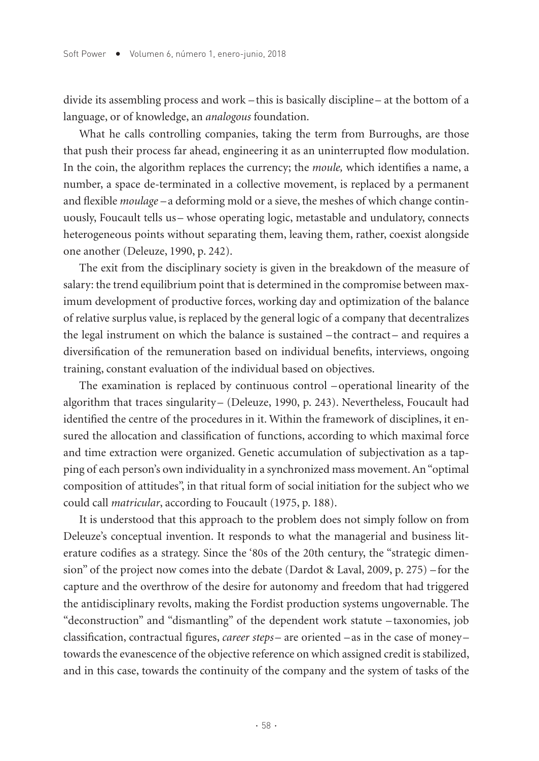divide its assembling process and work –this is basically discipline– at the bottom of a language, or of knowledge, an *analogous* foundation.

What he calls controlling companies, taking the term from Burroughs, are those that push their process far ahead, engineering it as an uninterrupted flow modulation. In the coin, the algorithm replaces the currency; the *moule,* which identifies a name, a number, a space de-terminated in a collective movement, is replaced by a permanent and flexible *moulage* –a deforming mold or a sieve, the meshes of which change continuously, Foucault tells us– whose operating logic, metastable and undulatory, connects heterogeneous points without separating them, leaving them, rather, coexist alongside one another (Deleuze, 1990, p. 242).

The exit from the disciplinary society is given in the breakdown of the measure of salary: the trend equilibrium point that is determined in the compromise between maximum development of productive forces, working day and optimization of the balance of relative surplus value, is replaced by the general logic of a company that decentralizes the legal instrument on which the balance is sustained –the contract– and requires a diversification of the remuneration based on individual benefits, interviews, ongoing training, constant evaluation of the individual based on objectives.

The examination is replaced by continuous control –operational linearity of the algorithm that traces singularity– (Deleuze, 1990, p. 243). Nevertheless, Foucault had identified the centre of the procedures in it. Within the framework of disciplines, it ensured the allocation and classification of functions, according to which maximal force and time extraction were organized. Genetic accumulation of subjectivation as a tapping of each person's own individuality in a synchronized mass movement. An "optimal composition of attitudes", in that ritual form of social initiation for the subject who we could call *matricular*, according to Foucault (1975, p. 188).

It is understood that this approach to the problem does not simply follow on from Deleuze's conceptual invention. It responds to what the managerial and business literature codifies as a strategy. Since the '80s of the 20th century, the "strategic dimension" of the project now comes into the debate (Dardot & Laval, 2009, p. 275) –for the capture and the overthrow of the desire for autonomy and freedom that had triggered the antidisciplinary revolts, making the Fordist production systems ungovernable. The "deconstruction" and "dismantling" of the dependent work statute –taxonomies, job classification, contractual figures, *career steps*– are oriented –as in the case of money– towards the evanescence of the objective reference on which assigned credit is stabilized, and in this case, towards the continuity of the company and the system of tasks of the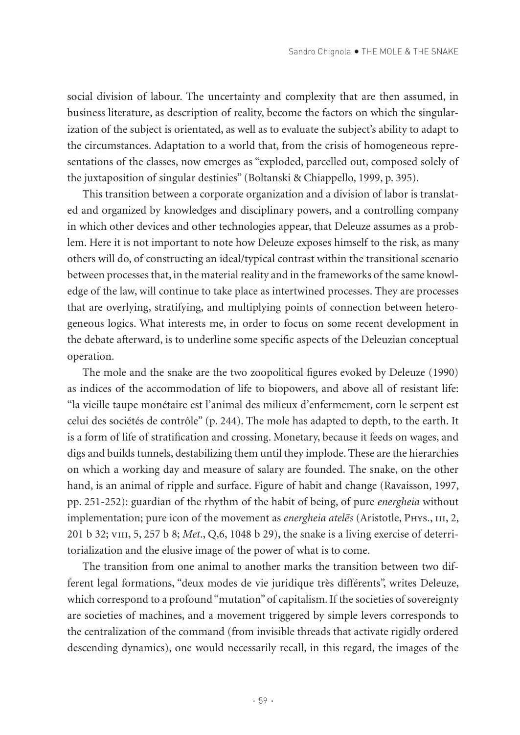social division of labour. The uncertainty and complexity that are then assumed, in business literature, as description of reality, become the factors on which the singularization of the subject is orientated, as well as to evaluate the subject's ability to adapt to the circumstances. Adaptation to a world that, from the crisis of homogeneous representations of the classes, now emerges as "exploded, parcelled out, composed solely of the juxtaposition of singular destinies" (Boltanski & Chiappello, 1999, p. 395).

This transition between a corporate organization and a division of labor is translated and organized by knowledges and disciplinary powers, and a controlling company in which other devices and other technologies appear, that Deleuze assumes as a problem. Here it is not important to note how Deleuze exposes himself to the risk, as many others will do, of constructing an ideal/typical contrast within the transitional scenario between processes that, in the material reality and in the frameworks of the same knowledge of the law, will continue to take place as intertwined processes. They are processes that are overlying, stratifying, and multiplying points of connection between heterogeneous logics. What interests me, in order to focus on some recent development in the debate afterward, is to underline some specific aspects of the Deleuzian conceptual operation.

The mole and the snake are the two zoopolitical figures evoked by Deleuze (1990) as indices of the accommodation of life to biopowers, and above all of resistant life: "la vieille taupe monétaire est l'animal des milieux d'enfermement, corn le serpent est celui des sociétés de contrôle" (p. 244). The mole has adapted to depth, to the earth. It is a form of life of stratification and crossing. Monetary, because it feeds on wages, and digs and builds tunnels, destabilizing them until they implode. These are the hierarchies on which a working day and measure of salary are founded. The snake, on the other hand, is an animal of ripple and surface. Figure of habit and change (Ravaisson, 1997, pp. 251-252): guardian of the rhythm of the habit of being, of pure *energheia* without implementation; pure icon of the movement as *energheia atelēs* (Aristotle, Phys., iii, 2, 201 b 32; viii, 5, 257 b 8; *Met*., Q,6, 1048 b 29), the snake is a living exercise of deterritorialization and the elusive image of the power of what is to come.

The transition from one animal to another marks the transition between two different legal formations, "deux modes de vie juridique très différents", writes Deleuze, which correspond to a profound "mutation" of capitalism. If the societies of sovereignty are societies of machines, and a movement triggered by simple levers corresponds to the centralization of the command (from invisible threads that activate rigidly ordered descending dynamics), one would necessarily recall, in this regard, the images of the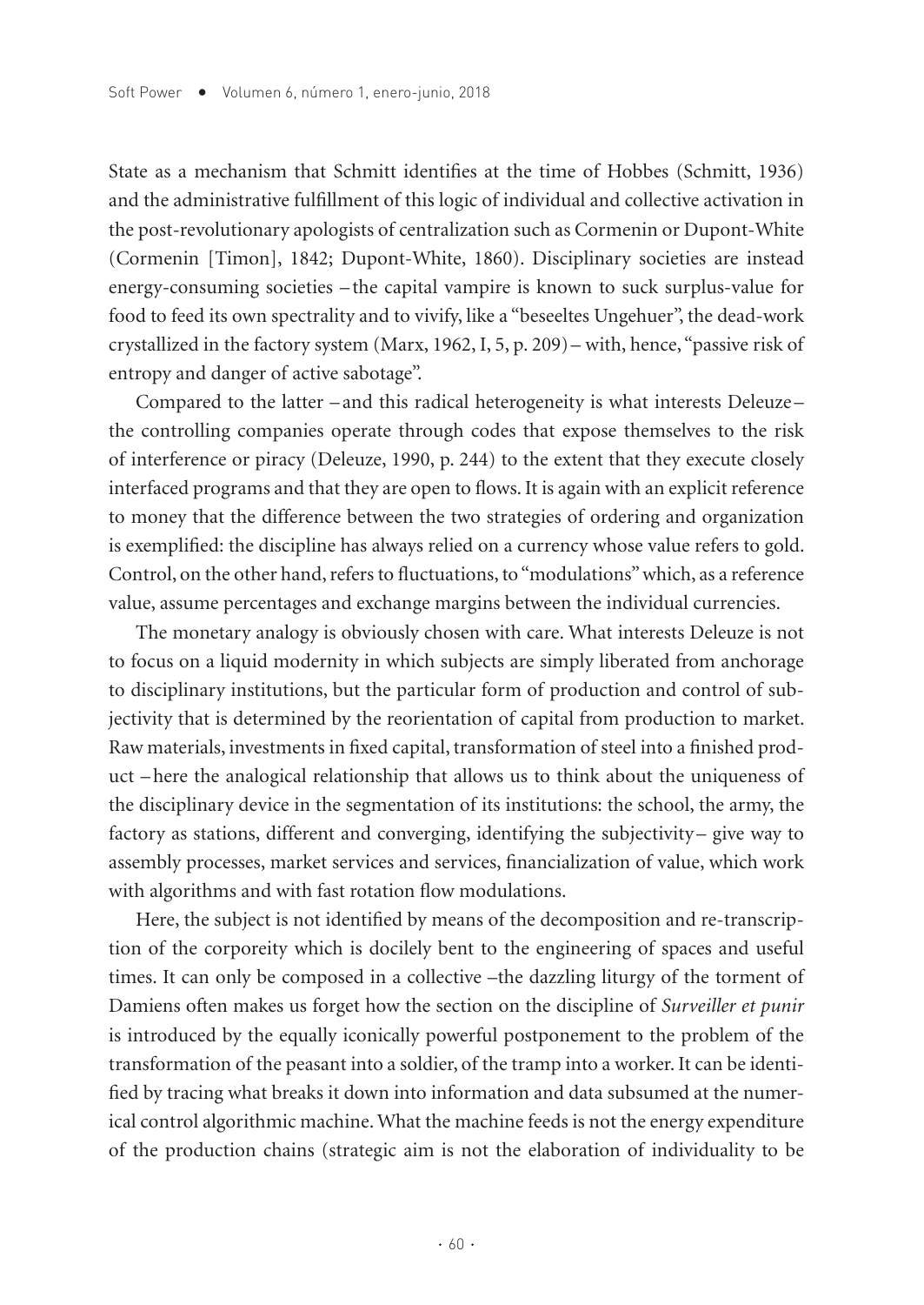State as a mechanism that Schmitt identifies at the time of Hobbes (Schmitt, 1936) and the administrative fulfillment of this logic of individual and collective activation in the post-revolutionary apologists of centralization such as Cormenin or Dupont-White (Cormenin [Timon], 1842; Dupont-White, 1860). Disciplinary societies are instead energy-consuming societies – the capital vampire is known to suck surplus-value for food to feed its own spectrality and to vivify, like a "beseeltes Ungehuer", the dead-work crystallized in the factory system (Marx, 1962, I, 5, p. 209) – with, hence, "passive risk of entropy and danger of active sabotage".

Compared to the latter – and this radical heterogeneity is what interests Deleuze – the controlling companies operate through codes that expose themselves to the risk of interference or piracy (Deleuze, 1990, p. 244) to the extent that they execute closely interfaced programs and that they are open to flows. It is again with an explicit reference to money that the difference between the two strategies of ordering and organization is exemplified: the discipline has always relied on a currency whose value refers to gold. Control, on the other hand, refers to fluctuations, to "modulations" which, as a reference value, assume percentages and exchange margins between the individual currencies.

The monetary analogy is obviously chosen with care. What interests Deleuze is not to focus on a liquid modernity in which subjects are simply liberated from anchorage to disciplinary institutions, but the particular form of production and control of subjectivity that is determined by the reorientation of capital from production to market. Raw materials, investments in fixed capital, transformation of steel into a finished product – here the analogical relationship that allows us to think about the uniqueness of the disciplinary device in the segmentation of its institutions: the school, the army, the factory as stations, different and converging, identifying the subjectivity – give way to assembly processes, market services and services, financialization of value, which work with algorithms and with fast rotation flow modulations.

Here, the subject is not identified by means of the decomposition and re-transcription of the corporeity which is docilely bent to the engineering of spaces and useful times. It can only be composed in a collective –the dazzling liturgy of the torment of Damiens often makes us forget how the section on the discipline of *Surveiller et punir* is introduced by the equally iconically powerful postponement to the problem of the transformation of the peasant into a soldier, of the tramp into a worker. It can be identified by tracing what breaks it down into information and data subsumed at the numerical control algorithmic machine. What the machine feeds is not the energy expenditure of the production chains (strategic aim is not the elaboration of individuality to be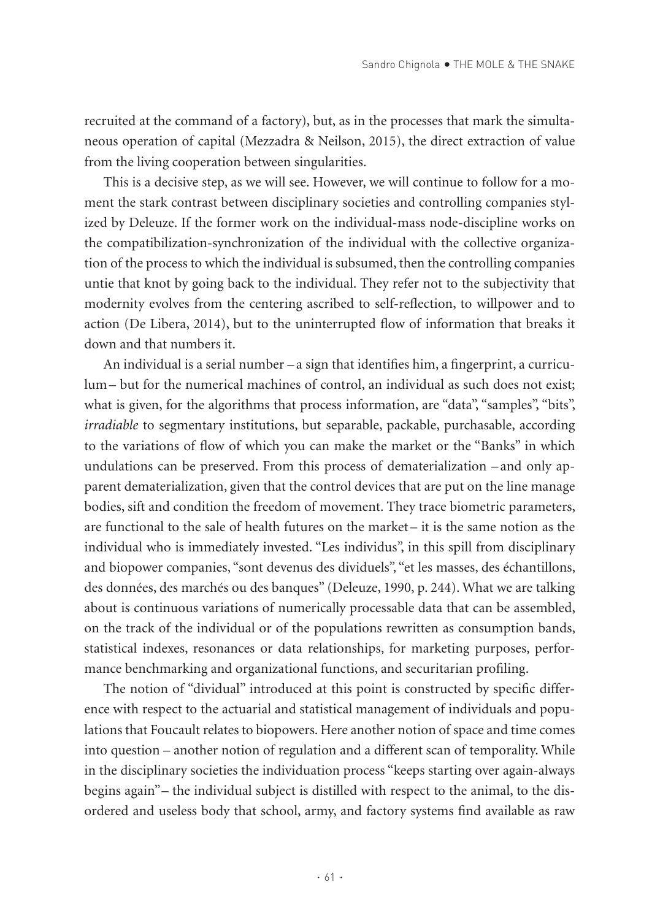recruited at the command of a factory), but, as in the processes that mark the simultaneous operation of capital (Mezzadra & Neilson, 2015), the direct extraction of value from the living cooperation between singularities.

This is a decisive step, as we will see. However, we will continue to follow for a moment the stark contrast between disciplinary societies and controlling companies stylized by Deleuze. If the former work on the individual-mass node-discipline works on the compatibilization-synchronization of the individual with the collective organization of the process to which the individual is subsumed, then the controlling companies untie that knot by going back to the individual. They refer not to the subjectivity that modernity evolves from the centering ascribed to self-reflection, to willpower and to action (De Libera, 2014), but to the uninterrupted flow of information that breaks it down and that numbers it.

An individual is a serial number – a sign that identifies him, a fingerprint, a curriculum – but for the numerical machines of control, an individual as such does not exist; what is given, for the algorithms that process information, are "data", "samples", "bits", *irradiable* to segmentary institutions, but separable, packable, purchasable, according to the variations of flow of which you can make the market or the "Banks" in which undulations can be preserved. From this process of dematerialization – and only apparent dematerialization, given that the control devices that are put on the line manage bodies, sift and condition the freedom of movement. They trace biometric parameters, are functional to the sale of health futures on the market – it is the same notion as the individual who is immediately invested. "Les individus", in this spill from disciplinary and biopower companies, "sont devenus des dividuels", "et les masses, des échantillons, des données, des marchés ou des banques" (Deleuze, 1990, p. 244). What we are talking about is continuous variations of numerically processable data that can be assembled, on the track of the individual or of the populations rewritten as consumption bands, statistical indexes, resonances or data relationships, for marketing purposes, performance benchmarking and organizational functions, and securitarian profiling.

The notion of "dividual" introduced at this point is constructed by specific difference with respect to the actuarial and statistical management of individuals and populations that Foucault relates to biopowers. Here another notion of space and time comes into question – another notion of regulation and a different scan of temporality. While in the disciplinary societies the individuation process "keeps starting over again-always begins again" – the individual subject is distilled with respect to the animal, to the disordered and useless body that school, army, and factory systems find available as raw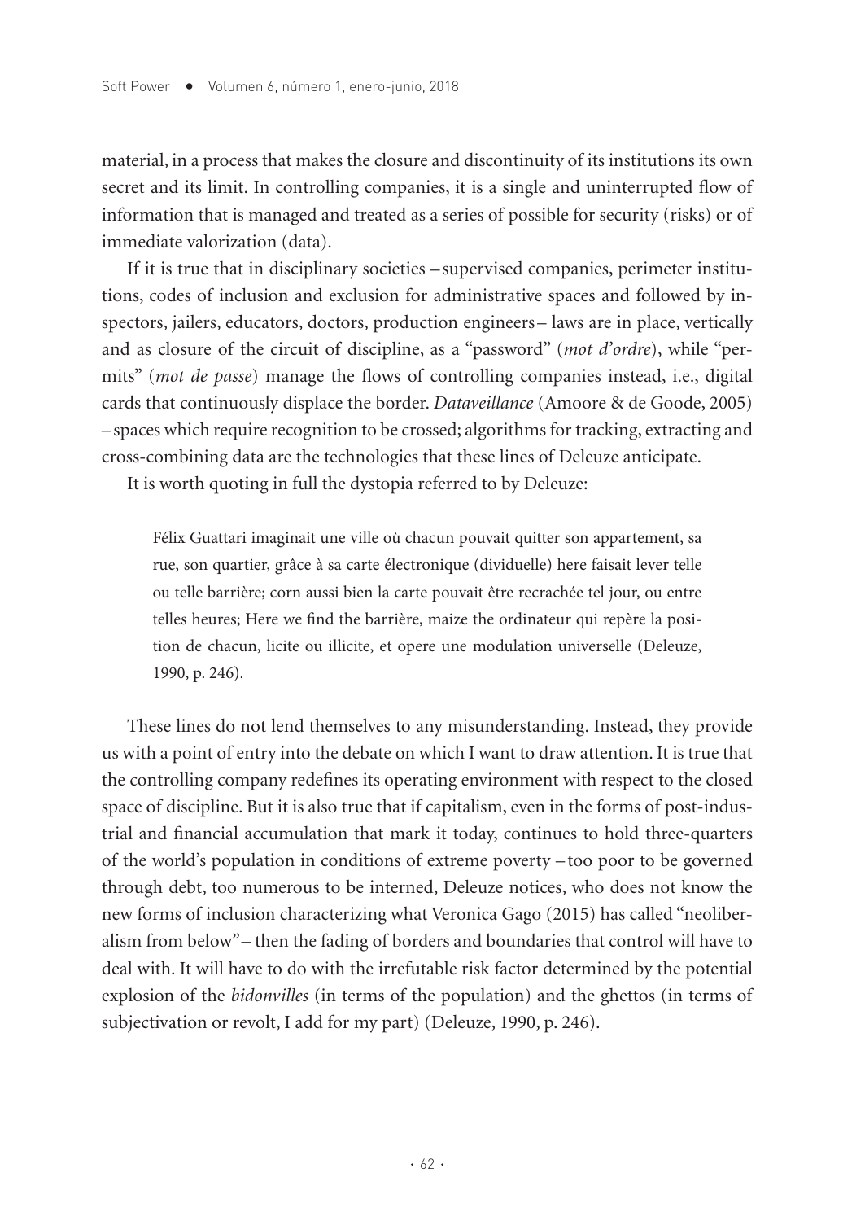material, in a process that makes the closure and discontinuity of its institutions its own secret and its limit. In controlling companies, it is a single and uninterrupted flow of information that is managed and treated as a series of possible for security (risks) or of immediate valorization (data).

If it is true that in disciplinary societies –supervised companies, perimeter institutions, codes of inclusion and exclusion for administrative spaces and followed by inspectors, jailers, educators, doctors, production engineers– laws are in place, vertically and as closure of the circuit of discipline, as a "password" (*mot d'ordre*), while "permits" (*mot de passe*) manage the flows of controlling companies instead, i.e., digital cards that continuously displace the border. *Dataveillance* (Amoore & de Goode, 2005) –spaces which require recognition to be crossed; algorithms for tracking, extracting and cross-combining data are the technologies that these lines of Deleuze anticipate.

It is worth quoting in full the dystopia referred to by Deleuze:

> Félix Guattari imaginait une ville où chacun pouvait quitter son appartement, sa rue, son quartier, grâce à sa carte électronique (dividuelle) here faisait lever telle ou telle barrière; corn aussi bien la carte pouvait être recrachée tel jour, ou entre telles heures; Here we find the barrière, maize the ordinateur qui repère la position de chacun, licite ou illicite, et opere une modulation universelle (Deleuze, 1990, p. 246).

These lines do not lend themselves to any misunderstanding. Instead, they provide us with a point of entry into the debate on which I want to draw attention. It is true that the controlling company redefines its operating environment with respect to the closed space of discipline. But it is also true that if capitalism, even in the forms of post-industrial and financial accumulation that mark it today, continues to hold three-quarters of the world's population in conditions of extreme poverty –too poor to be governed through debt, too numerous to be interned, Deleuze notices, who does not know the new forms of inclusion characterizing what Veronica Gago (2015) has called "neoliberalism from below"– then the fading of borders and boundaries that control will have to deal with. It will have to do with the irrefutable risk factor determined by the potential explosion of the *bidonvilles* (in terms of the population) and the ghettos (in terms of subjectivation or revolt, I add for my part) (Deleuze, 1990, p. 246).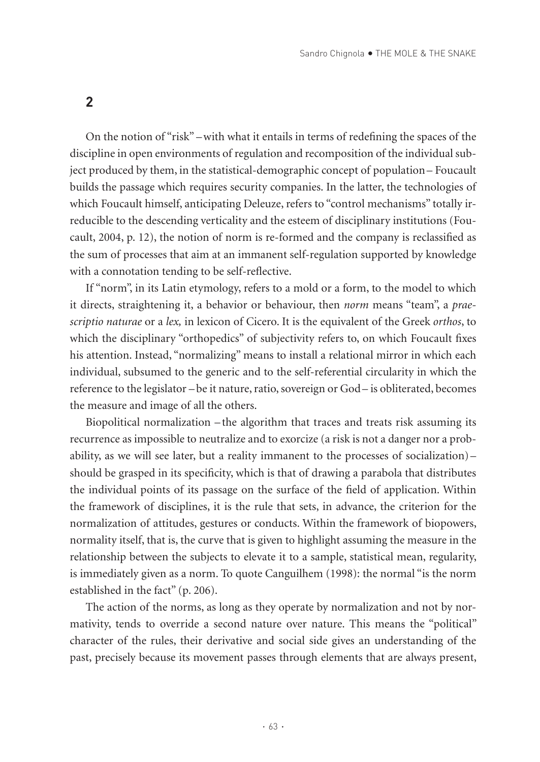## 2

On the notion of "risk" – with what it entails in terms of redefining the spaces of the discipline in open environments of regulation and recomposition of the individual subject produced by them, in the statistical-demographic concept of population – Foucault builds the passage which requires security companies. In the latter, the technologies of which Foucault himself, anticipating Deleuze, refers to "control mechanisms" totally irreducible to the descending verticality and the esteem of disciplinary institutions (Foucault, 2004, p. 12), the notion of norm is re-formed and the company is reclassified as the sum of processes that aim at an immanent self-regulation supported by knowledge with a connotation tending to be self-reflective.

If "norm", in its Latin etymology, refers to a mold or a form, to the model to which it directs, straightening it, a behavior or behaviour, then *norm* means "team", a *praescriptio naturae* or a *lex,* in lexicon of Cicero. It is the equivalent of the Greek *orthos*, to which the disciplinary "orthopedics" of subjectivity refers to, on which Foucault fixes his attention. Instead, "normalizing" means to install a relational mirror in which each individual, subsumed to the generic and to the self-referential circularity in which the reference to the legislator – be it nature, ratio, sovereign or God – is obliterated, becomes the measure and image of all the others.

Biopolitical normalization – the algorithm that traces and treats risk assuming its recurrence as impossible to neutralize and to exorcize (a risk is not a danger nor a probability, as we will see later, but a reality immanent to the processes of socialization) – should be grasped in its specificity, which is that of drawing a parabola that distributes the individual points of its passage on the surface of the field of application. Within the framework of disciplines, it is the rule that sets, in advance, the criterion for the normalization of attitudes, gestures or conducts. Within the framework of biopowers, normality itself, that is, the curve that is given to highlight assuming the measure in the relationship between the subjects to elevate it to a sample, statistical mean, regularity, is immediately given as a norm. To quote Canguilhem (1998): the normal "is the norm established in the fact" (p. 206).

The action of the norms, as long as they operate by normalization and not by normativity, tends to override a second nature over nature. This means the "political" character of the rules, their derivative and social side gives an understanding of the past, precisely because its movement passes through elements that are always present,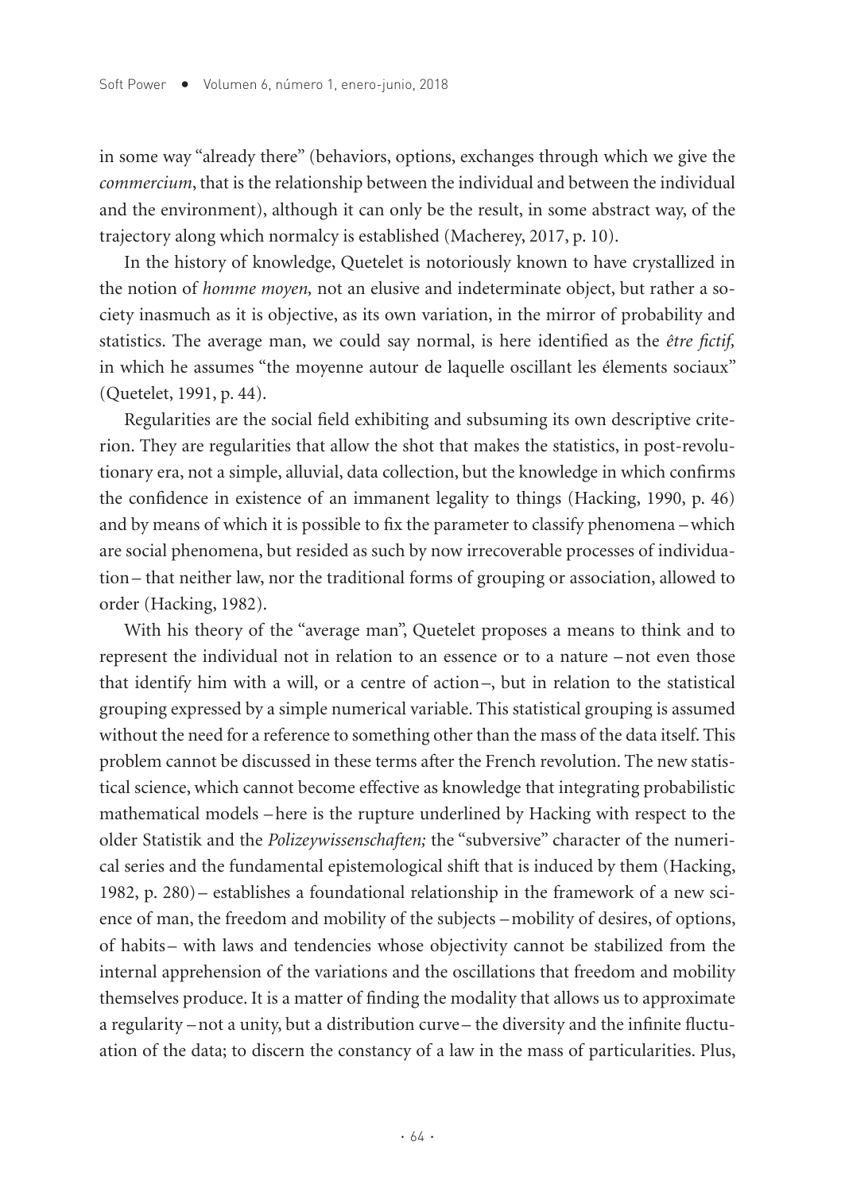in some way "already there" (behaviors, options, exchanges through which we give the *commercium*, that is the relationship between the individual and between the individual and the environment), although it can only be the result, in some abstract way, of the trajectory along which normalcy is established (Macherey, 2017, p. 10).

In the history of knowledge, Quetelet is notoriously known to have crystallized in the notion of *homme moyen,* not an elusive and indeterminate object, but rather a society inasmuch as it is objective, as its own variation, in the mirror of probability and statistics. The average man, we could say normal, is here identified as the *être fictif,* in which he assumes "the moyenne autour de laquelle oscillant les élements sociaux" (Quetelet, 1991, p. 44).

Regularities are the social field exhibiting and subsuming its own descriptive criterion. They are regularities that allow the shot that makes the statistics, in post-revolutionary era, not a simple, alluvial, data collection, but the knowledge in which confirms the confidence in existence of an immanent legality to things (Hacking, 1990, p. 46) and by means of which it is possible to fix the parameter to classify phenomena –which are social phenomena, but resided as such by now irrecoverable processes of individuation– that neither law, nor the traditional forms of grouping or association, allowed to order (Hacking, 1982).

With his theory of the "average man", Quetelet proposes a means to think and to represent the individual not in relation to an essence or to a nature –not even those that identify him with a will, or a centre of action–, but in relation to the statistical grouping expressed by a simple numerical variable. This statistical grouping is assumed without the need for a reference to something other than the mass of the data itself. This problem cannot be discussed in these terms after the French revolution. The new statistical science, which cannot become effective as knowledge that integrating probabilistic mathematical models –here is the rupture underlined by Hacking with respect to the older Statistik and the *Polizeywissenschaften;* the "subversive" character of the numerical series and the fundamental epistemological shift that is induced by them (Hacking, 1982, p. 280)– establishes a foundational relationship in the framework of a new science of man, the freedom and mobility of the subjects –mobility of desires, of options, of habits– with laws and tendencies whose objectivity cannot be stabilized from the internal apprehension of the variations and the oscillations that freedom and mobility themselves produce. It is a matter of finding the modality that allows us to approximate a regularity –not a unity, but a distribution curve– the diversity and the infinite fluctuation of the data; to discern the constancy of a law in the mass of particularities. Plus,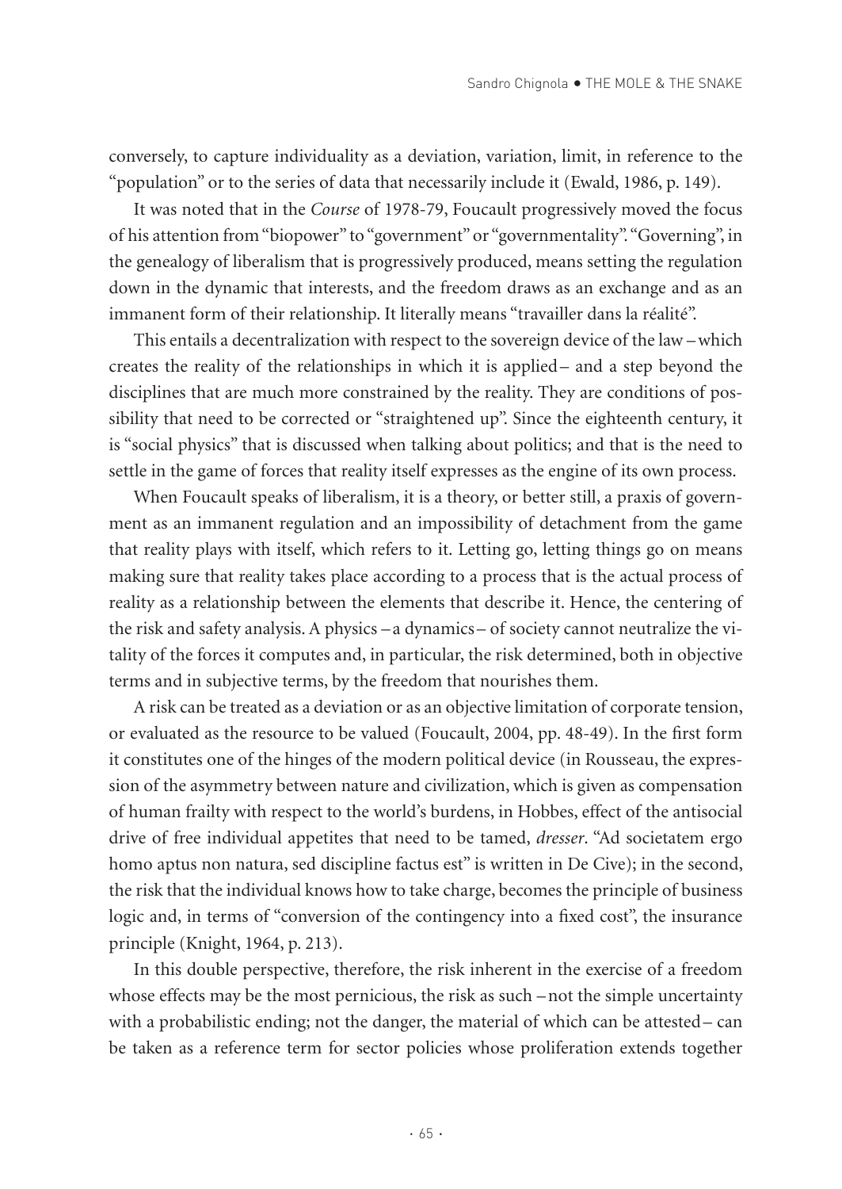conversely, to capture individuality as a deviation, variation, limit, in reference to the "population" or to the series of data that necessarily include it (Ewald, 1986, p. 149).

It was noted that in the *Course* of 1978-79, Foucault progressively moved the focus of his attention from "biopower" to "government" or "governmentality". "Governing", in the genealogy of liberalism that is progressively produced, means setting the regulation down in the dynamic that interests, and the freedom draws as an exchange and as an immanent form of their relationship. It literally means "travailler dans la réalité".

This entails a decentralization with respect to the sovereign device of the law –which creates the reality of the relationships in which it is applied– and a step beyond the disciplines that are much more constrained by the reality. They are conditions of possibility that need to be corrected or "straightened up". Since the eighteenth century, it is "social physics" that is discussed when talking about politics; and that is the need to settle in the game of forces that reality itself expresses as the engine of its own process.

When Foucault speaks of liberalism, it is a theory, or better still, a praxis of government as an immanent regulation and an impossibility of detachment from the game that reality plays with itself, which refers to it. Letting go, letting things go on means making sure that reality takes place according to a process that is the actual process of reality as a relationship between the elements that describe it. Hence, the centering of the risk and safety analysis. A physics –a dynamics– of society cannot neutralize the vitality of the forces it computes and, in particular, the risk determined, both in objective terms and in subjective terms, by the freedom that nourishes them.

A risk can be treated as a deviation or as an objective limitation of corporate tension, or evaluated as the resource to be valued (Foucault, 2004, pp. 48-49). In the first form it constitutes one of the hinges of the modern political device (in Rousseau, the expression of the asymmetry between nature and civilization, which is given as compensation of human frailty with respect to the world's burdens, in Hobbes, effect of the antisocial drive of free individual appetites that need to be tamed, *dresser*. "Ad societatem ergo homo aptus non natura, sed discipline factus est" is written in De Cive); in the second, the risk that the individual knows how to take charge, becomes the principle of business logic and, in terms of "conversion of the contingency into a fixed cost", the insurance principle (Knight, 1964, p. 213).

In this double perspective, therefore, the risk inherent in the exercise of a freedom whose effects may be the most pernicious, the risk as such –not the simple uncertainty with a probabilistic ending; not the danger, the material of which can be attested– can be taken as a reference term for sector policies whose proliferation extends together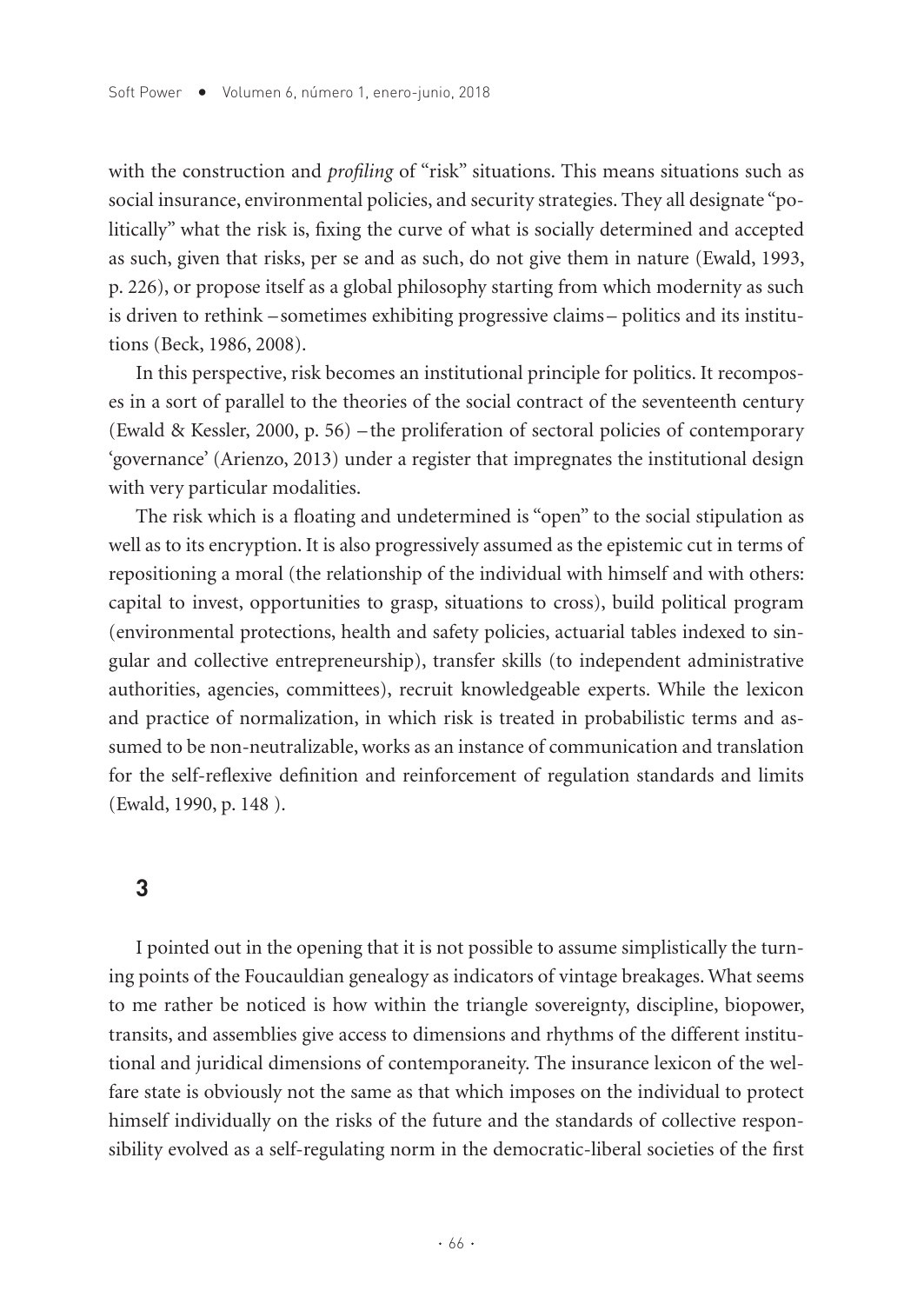with the construction and *profiling* of "risk" situations. This means situations such as social insurance, environmental policies, and security strategies. They all designate "politically" what the risk is, fixing the curve of what is socially determined and accepted as such, given that risks, per se and as such, do not give them in nature (Ewald, 1993, p. 226), or propose itself as a global philosophy starting from which modernity as such is driven to rethink –sometimes exhibiting progressive claims– politics and its institutions (Beck, 1986, 2008).

In this perspective, risk becomes an institutional principle for politics. It recomposes in a sort of parallel to the theories of the social contract of the seventeenth century (Ewald & Kessler, 2000, p. 56) –the proliferation of sectoral policies of contemporary 'governance' (Arienzo, 2013) under a register that impregnates the institutional design with very particular modalities.

The risk which is a floating and undetermined is "open" to the social stipulation as well as to its encryption. It is also progressively assumed as the epistemic cut in terms of repositioning a moral (the relationship of the individual with himself and with others: capital to invest, opportunities to grasp, situations to cross), build political program (environmental protections, health and safety policies, actuarial tables indexed to singular and collective entrepreneurship), transfer skills (to independent administrative authorities, agencies, committees), recruit knowledgeable experts. While the lexicon and practice of normalization, in which risk is treated in probabilistic terms and assumed to be non-neutralizable, works as an instance of communication and translation for the self-reflexive definition and reinforcement of regulation standards and limits (Ewald, 1990, p. 148 ).

## 3

I pointed out in the opening that it is not possible to assume simplistically the turning points of the Foucauldian genealogy as indicators of vintage breakages. What seems to me rather be noticed is how within the triangle sovereignty, discipline, biopower, transits, and assemblies give access to dimensions and rhythms of the different institutional and juridical dimensions of contemporaneity. The insurance lexicon of the welfare state is obviously not the same as that which imposes on the individual to protect himself individually on the risks of the future and the standards of collective responsibility evolved as a self-regulating norm in the democratic-liberal societies of the first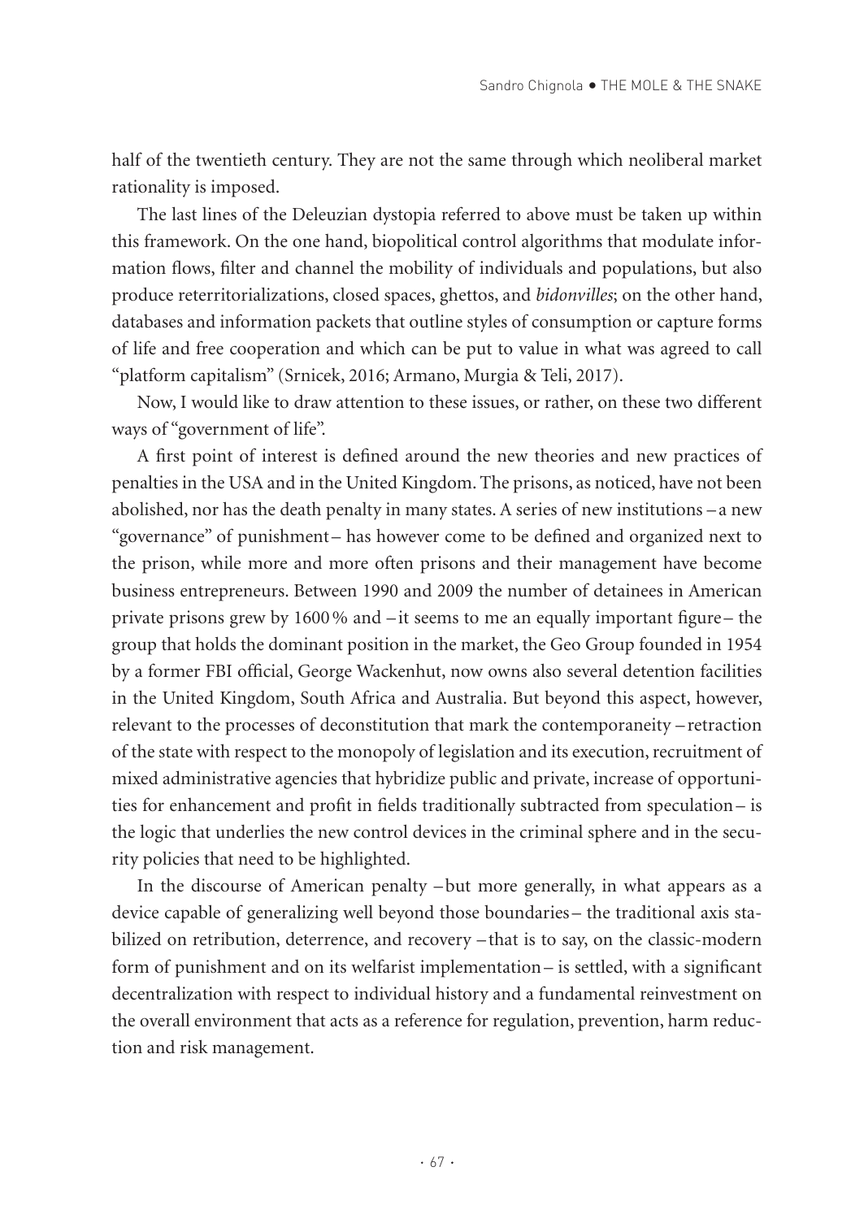half of the twentieth century. They are not the same through which neoliberal market rationality is imposed.

The last lines of the Deleuzian dystopia referred to above must be taken up within this framework. On the one hand, biopolitical control algorithms that modulate information flows, filter and channel the mobility of individuals and populations, but also produce reterritorializations, closed spaces, ghettos, and *bidonvilles*; on the other hand, databases and information packets that outline styles of consumption or capture forms of life and free cooperation and which can be put to value in what was agreed to call "platform capitalism" (Srnicek, 2016; Armano, Murgia & Teli, 2017).

Now, I would like to draw attention to these issues, or rather, on these two different ways of "government of life".

A first point of interest is defined around the new theories and new practices of penalties in the USA and in the United Kingdom. The prisons, as noticed, have not been abolished, nor has the death penalty in many states. A series of new institutions – a new "governance" of punishment – has however come to be defined and organized next to the prison, while more and more often prisons and their management have become business entrepreneurs. Between 1990 and 2009 the number of detainees in American private prisons grew by 1600 % and – it seems to me an equally important figure – the group that holds the dominant position in the market, the Geo Group founded in 1954 by a former FBI official, George Wackenhut, now owns also several detention facilities in the United Kingdom, South Africa and Australia. But beyond this aspect, however, relevant to the processes of deconstitution that mark the contemporaneity – retraction of the state with respect to the monopoly of legislation and its execution, recruitment of mixed administrative agencies that hybridize public and private, increase of opportunities for enhancement and profit in fields traditionally subtracted from speculation – is the logic that underlies the new control devices in the criminal sphere and in the security policies that need to be highlighted.

In the discourse of American penalty – but more generally, in what appears as a device capable of generalizing well beyond those boundaries – the traditional axis stabilized on retribution, deterrence, and recovery – that is to say, on the classic-modern form of punishment and on its welfarist implementation – is settled, with a significant decentralization with respect to individual history and a fundamental reinvestment on the overall environment that acts as a reference for regulation, prevention, harm reduction and risk management.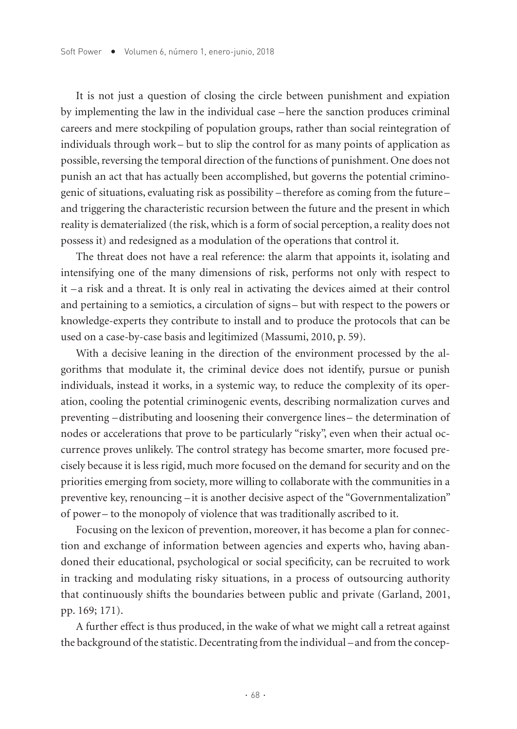It is not just a question of closing the circle between punishment and expiation by implementing the law in the individual case –here the sanction produces criminal careers and mere stockpiling of population groups, rather than social reintegration of individuals through work– but to slip the control for as many points of application as possible, reversing the temporal direction of the functions of punishment. One does not punish an act that has actually been accomplished, but governs the potential criminogenic of situations, evaluating risk as possibility –therefore as coming from the future– and triggering the characteristic recursion between the future and the present in which reality is dematerialized (the risk, which is a form of social perception, a reality does not possess it) and redesigned as a modulation of the operations that control it.

The threat does not have a real reference: the alarm that appoints it, isolating and intensifying one of the many dimensions of risk, performs not only with respect to it –a risk and a threat. It is only real in activating the devices aimed at their control and pertaining to a semiotics, a circulation of signs– but with respect to the powers or knowledge-experts they contribute to install and to produce the protocols that can be used on a case-by-case basis and legitimized (Massumi, 2010, p. 59).

With a decisive leaning in the direction of the environment processed by the algorithms that modulate it, the criminal device does not identify, pursue or punish individuals, instead it works, in a systemic way, to reduce the complexity of its operation, cooling the potential criminogenic events, describing normalization curves and preventing –distributing and loosening their convergence lines– the determination of nodes or accelerations that prove to be particularly "risky", even when their actual occurrence proves unlikely. The control strategy has become smarter, more focused precisely because it is less rigid, much more focused on the demand for security and on the priorities emerging from society, more willing to collaborate with the communities in a preventive key, renouncing –it is another decisive aspect of the "Governmentalization" of power– to the monopoly of violence that was traditionally ascribed to it.

Focusing on the lexicon of prevention, moreover, it has become a plan for connection and exchange of information between agencies and experts who, having abandoned their educational, psychological or social specificity, can be recruited to work in tracking and modulating risky situations, in a process of outsourcing authority that continuously shifts the boundaries between public and private (Garland, 2001, pp. 169; 171).

A further effect is thus produced, in the wake of what we might call a retreat against the background of the statistic. Decentrating from the individual –and from the concep-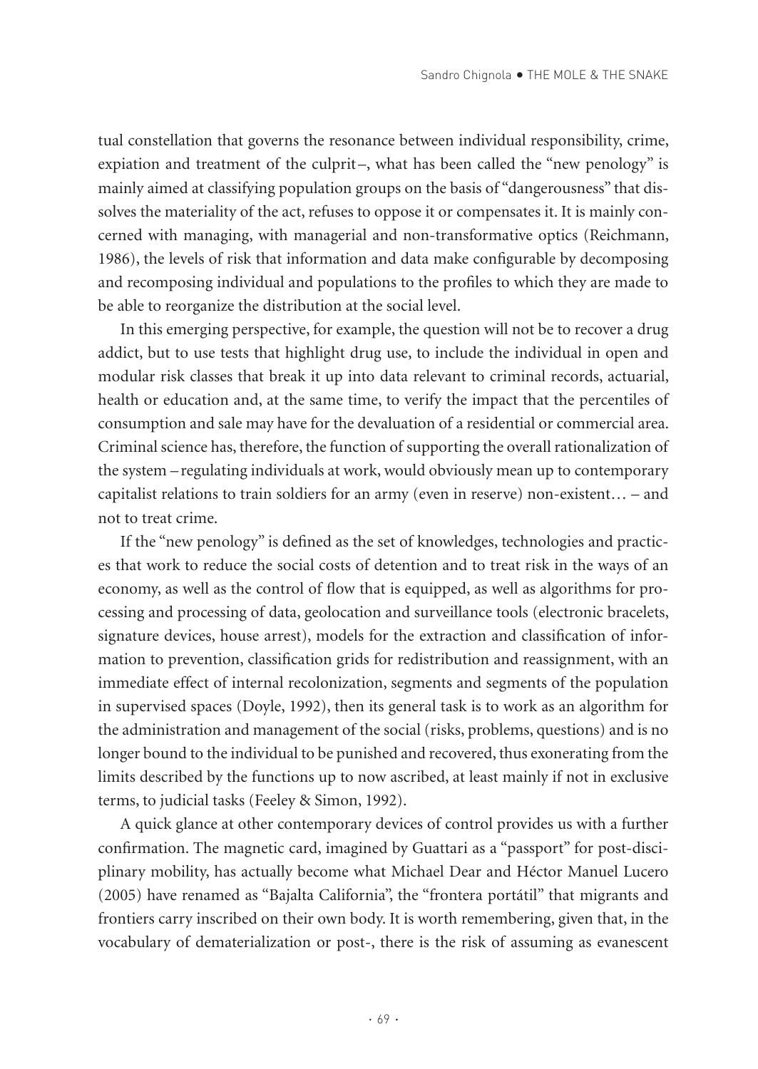tual constellation that governs the resonance between individual responsibility, crime, expiation and treatment of the culprit–, what has been called the "new penology" is mainly aimed at classifying population groups on the basis of "dangerousness" that dissolves the materiality of the act, refuses to oppose it or compensates it. It is mainly concerned with managing, with managerial and non-transformative optics (Reichmann, 1986), the levels of risk that information and data make configurable by decomposing and recomposing individual and populations to the profiles to which they are made to be able to reorganize the distribution at the social level.

In this emerging perspective, for example, the question will not be to recover a drug addict, but to use tests that highlight drug use, to include the individual in open and modular risk classes that break it up into data relevant to criminal records, actuarial, health or education and, at the same time, to verify the impact that the percentiles of consumption and sale may have for the devaluation of a residential or commercial area. Criminal science has, therefore, the function of supporting the overall rationalization of the system – regulating individuals at work, would obviously mean up to contemporary capitalist relations to train soldiers for an army (even in reserve) non-existent… – and not to treat crime.

If the "new penology" is defined as the set of knowledges, technologies and practices that work to reduce the social costs of detention and to treat risk in the ways of an economy, as well as the control of flow that is equipped, as well as algorithms for processing and processing of data, geolocation and surveillance tools (electronic bracelets, signature devices, house arrest), models for the extraction and classification of information to prevention, classification grids for redistribution and reassignment, with an immediate effect of internal recolonization, segments and segments of the population in supervised spaces (Doyle, 1992), then its general task is to work as an algorithm for the administration and management of the social (risks, problems, questions) and is no longer bound to the individual to be punished and recovered, thus exonerating from the limits described by the functions up to now ascribed, at least mainly if not in exclusive terms, to judicial tasks (Feeley & Simon, 1992).

A quick glance at other contemporary devices of control provides us with a further confirmation. The magnetic card, imagined by Guattari as a "passport" for post-disciplinary mobility, has actually become what Michael Dear and Héctor Manuel Lucero (2005) have renamed as "Bajalta California", the "frontera portátil" that migrants and frontiers carry inscribed on their own body. It is worth remembering, given that, in the vocabulary of dematerialization or post-, there is the risk of assuming as evanescent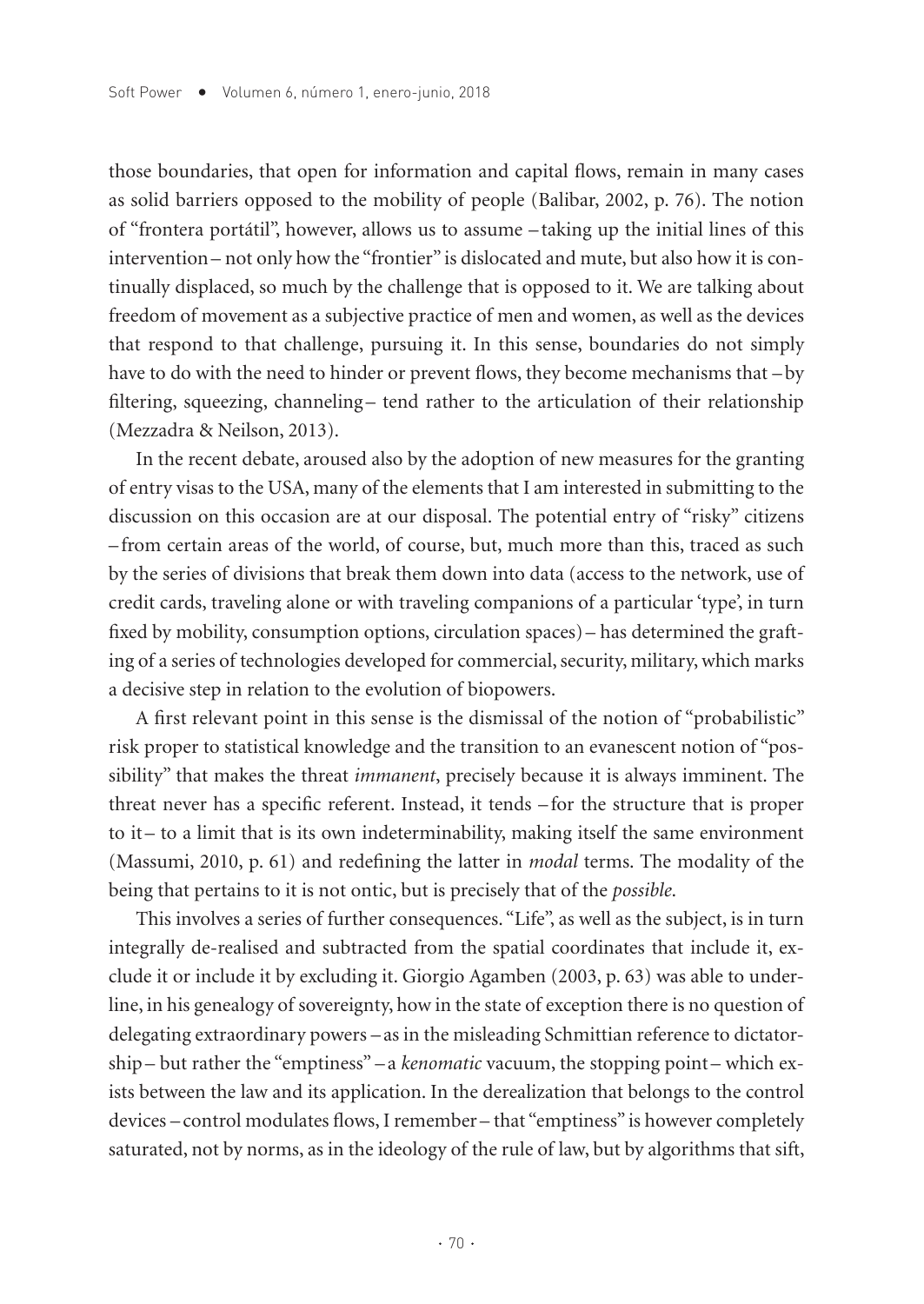those boundaries, that open for information and capital flows, remain in many cases as solid barriers opposed to the mobility of people (Balibar, 2002, p. 76). The notion of "frontera portátil", however, allows us to assume –taking up the initial lines of this intervention– not only how the "frontier" is dislocated and mute, but also how it is continually displaced, so much by the challenge that is opposed to it. We are talking about freedom of movement as a subjective practice of men and women, as well as the devices that respond to that challenge, pursuing it. In this sense, boundaries do not simply have to do with the need to hinder or prevent flows, they become mechanisms that –by filtering, squeezing, channeling– tend rather to the articulation of their relationship (Mezzadra & Neilson, 2013).

In the recent debate, aroused also by the adoption of new measures for the granting of entry visas to the USA, many of the elements that I am interested in submitting to the discussion on this occasion are at our disposal. The potential entry of "risky" citizens –from certain areas of the world, of course, but, much more than this, traced as such by the series of divisions that break them down into data (access to the network, use of credit cards, traveling alone or with traveling companions of a particular 'type', in turn fixed by mobility, consumption options, circulation spaces)– has determined the grafting of a series of technologies developed for commercial, security, military, which marks a decisive step in relation to the evolution of biopowers.

A first relevant point in this sense is the dismissal of the notion of "probabilistic" risk proper to statistical knowledge and the transition to an evanescent notion of "possibility" that makes the threat *immanent*, precisely because it is always imminent. The threat never has a specific referent. Instead, it tends –for the structure that is proper to it– to a limit that is its own indeterminability, making itself the same environment (Massumi, 2010, p. 61) and redefining the latter in *modal* terms. The modality of the being that pertains to it is not ontic, but is precisely that of the *possible*.

This involves a series of further consequences. "Life", as well as the subject, is in turn integrally de-realised and subtracted from the spatial coordinates that include it, exclude it or include it by excluding it. Giorgio Agamben (2003, p. 63) was able to underline, in his genealogy of sovereignty, how in the state of exception there is no question of delegating extraordinary powers –as in the misleading Schmittian reference to dictatorship– but rather the "emptiness" –a *kenomatic* vacuum, the stopping point– which exists between the law and its application. In the derealization that belongs to the control devices –control modulates flows, I remember– that "emptiness" is however completely saturated, not by norms, as in the ideology of the rule of law, but by algorithms that sift,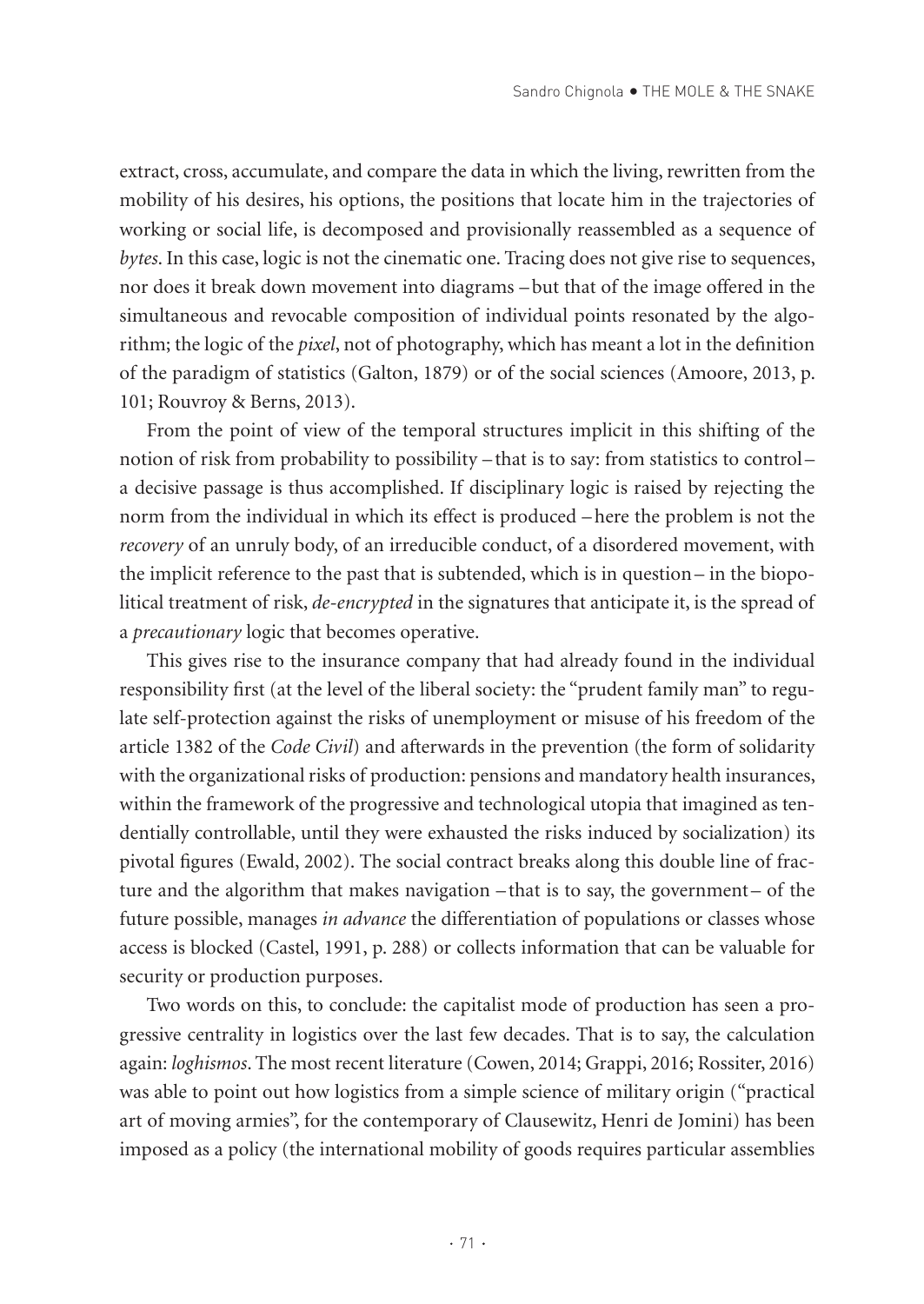extract, cross, accumulate, and compare the data in which the living, rewritten from the mobility of his desires, his options, the positions that locate him in the trajectories of working or social life, is decomposed and provisionally reassembled as a sequence of *bytes*. In this case, logic is not the cinematic one. Tracing does not give rise to sequences, nor does it break down movement into diagrams – but that of the image offered in the simultaneous and revocable composition of individual points resonated by the algorithm; the logic of the *pixel*, not of photography, which has meant a lot in the definition of the paradigm of statistics (Galton, 1879) or of the social sciences (Amoore, 2013, p. 101; Rouvroy & Berns, 2013).

From the point of view of the temporal structures implicit in this shifting of the notion of risk from probability to possibility – that is to say: from statistics to control – a decisive passage is thus accomplished. If disciplinary logic is raised by rejecting the norm from the individual in which its effect is produced – here the problem is not the *recovery* of an unruly body, of an irreducible conduct, of a disordered movement, with the implicit reference to the past that is subtended, which is in question – in the biopolitical treatment of risk, *de-encrypted* in the signatures that anticipate it, is the spread of a *precautionary* logic that becomes operative.

This gives rise to the insurance company that had already found in the individual responsibility first (at the level of the liberal society: the "prudent family man" to regulate self-protection against the risks of unemployment or misuse of his freedom of the article 1382 of the *Code Civil*) and afterwards in the prevention (the form of solidarity with the organizational risks of production: pensions and mandatory health insurances, within the framework of the progressive and technological utopia that imagined as tendentially controllable, until they were exhausted the risks induced by socialization) its pivotal figures (Ewald, 2002). The social contract breaks along this double line of fracture and the algorithm that makes navigation – that is to say, the government – of the future possible, manages *in advance* the differentiation of populations or classes whose access is blocked (Castel, 1991, p. 288) or collects information that can be valuable for security or production purposes.

Two words on this, to conclude: the capitalist mode of production has seen a progressive centrality in logistics over the last few decades. That is to say, the calculation again: *loghismos*. The most recent literature (Cowen, 2014; Grappi, 2016; Rossiter, 2016) was able to point out how logistics from a simple science of military origin ("practical art of moving armies", for the contemporary of Clausewitz, Henri de Jomini) has been imposed as a policy (the international mobility of goods requires particular assemblies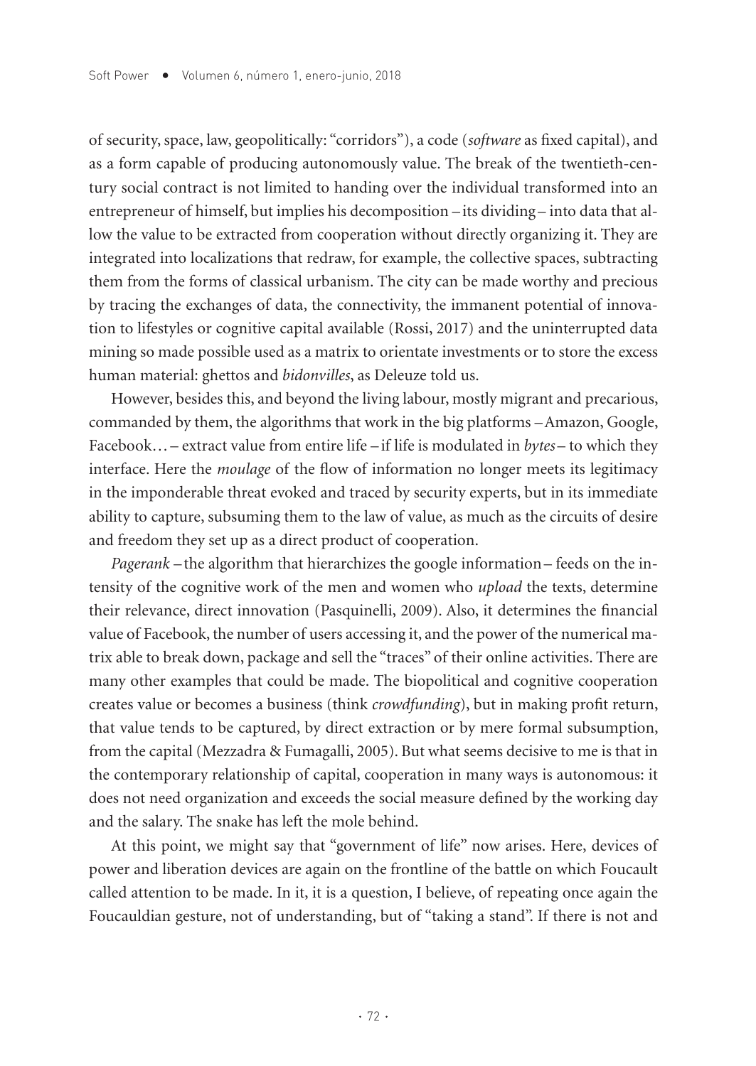of security, space, law, geopolitically: "corridors"), a code (*software* as fixed capital), and as a form capable of producing autonomously value. The break of the twentieth-century social contract is not limited to handing over the individual transformed into an entrepreneur of himself, but implies his decomposition –its dividing– into data that allow the value to be extracted from cooperation without directly organizing it. They are integrated into localizations that redraw, for example, the collective spaces, subtracting them from the forms of classical urbanism. The city can be made worthy and precious by tracing the exchanges of data, the connectivity, the immanent potential of innovation to lifestyles or cognitive capital available (Rossi, 2017) and the uninterrupted data mining so made possible used as a matrix to orientate investments or to store the excess human material: ghettos and *bidonvilles*, as Deleuze told us.

However, besides this, and beyond the living labour, mostly migrant and precarious, commanded by them, the algorithms that work in the big platforms –Amazon, Google, Facebook…– extract value from entire life –if life is modulated in *bytes*– to which they interface. Here the *moulage* of the flow of information no longer meets its legitimacy in the imponderable threat evoked and traced by security experts, but in its immediate ability to capture, subsuming them to the law of value, as much as the circuits of desire and freedom they set up as a direct product of cooperation.

*Pagerank* –the algorithm that hierarchizes the google information– feeds on the intensity of the cognitive work of the men and women who *upload* the texts, determine their relevance, direct innovation (Pasquinelli, 2009). Also, it determines the financial value of Facebook, the number of users accessing it, and the power of the numerical matrix able to break down, package and sell the "traces" of their online activities. There are many other examples that could be made. The biopolitical and cognitive cooperation creates value or becomes a business (think *crowdfunding*), but in making profit return, that value tends to be captured, by direct extraction or by mere formal subsumption, from the capital (Mezzadra & Fumagalli, 2005). But what seems decisive to me is that in the contemporary relationship of capital, cooperation in many ways is autonomous: it does not need organization and exceeds the social measure defined by the working day and the salary. The snake has left the mole behind.

At this point, we might say that "government of life" now arises. Here, devices of power and liberation devices are again on the frontline of the battle on which Foucault called attention to be made. In it, it is a question, I believe, of repeating once again the Foucauldian gesture, not of understanding, but of "taking a stand". If there is not and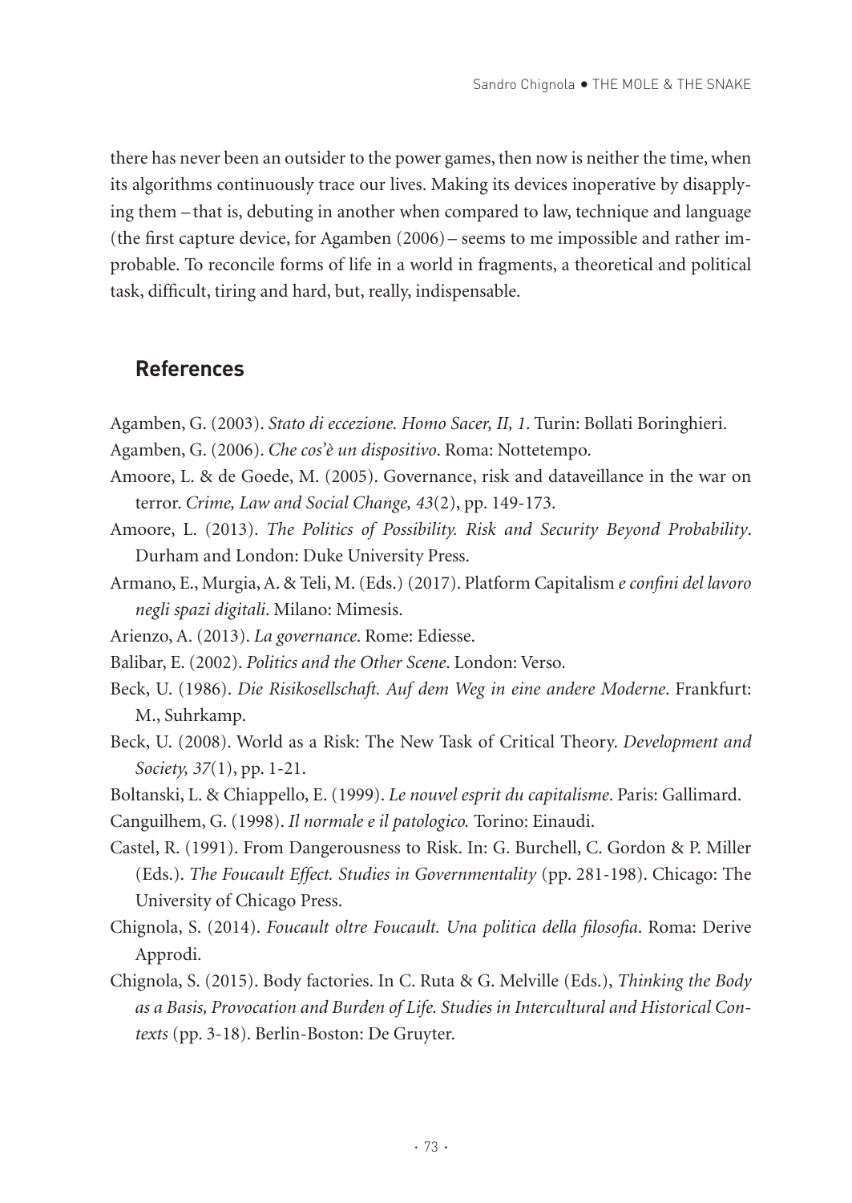there has never been an outsider to the power games, then now is neither the time, when its algorithms continuously trace our lives. Making its devices inoperative by disapplying them – that is, debuting in another when compared to law, technique and language (the first capture device, for Agamben (2006) – seems to me impossible and rather improbable. To reconcile forms of life in a world in fragments, a theoretical and political task, difficult, tiring and hard, but, really, indispensable.

## References

Agamben, G. (2003). *Stato di eccezione. Homo Sacer, II, 1*. Turin: Bollati Boringhieri.

Agamben, G. (2006). *Che cos'è un dispositivo*. Roma: Nottetempo.

Amoore, L. & de Goede, M. (2005). Governance, risk and dataveillance in the war on terror. *Crime, Law and Social Change, 43*(2), pp. 149-173.

Amoore, L. (2013). *The Politics of Possibility. Risk and Security Beyond Probability*. Durham and London: Duke University Press.

Armano, E., Murgia, A. & Teli, M. (Eds.) (2017). Platform Capitalism *e confini del lavoro negli spazi digitali*. Milano: Mimesis.

Arienzo, A. (2013). *La governance*. Rome: Ediesse.

Balibar, E. (2002). *Politics and the Other Scene*. London: Verso.

Beck, U. (1986). *Die Risikosellschaft. Auf dem Weg in eine andere Moderne*. Frankfurt: M., Suhrkamp.

Beck, U. (2008). World as a Risk: The New Task of Critical Theory. *Development and Society, 37*(1), pp. 1-21.

Boltanski, L. & Chiappello, E. (1999). *Le nouvel esprit du capitalisme*. Paris: Gallimard.

Canguilhem, G. (1998). *Il normale e il patologico.* Torino: Einaudi.

Castel, R. (1991). From Dangerousness to Risk. In: G. Burchell, C. Gordon & P. Miller (Eds.). *The Foucault Effect. Studies in Governmentality* (pp. 281-198). Chicago: The University of Chicago Press.

Chignola, S. (2014). *Foucault oltre Foucault. Una politica della filosofia*. Roma: Derive Approdi.

Chignola, S. (2015). Body factories. In C. Ruta & G. Melville (Eds.), *Thinking the Body as a Basis, Provocation and Burden of Life. Studies in Intercultural and Historical Contexts* (pp. 3-18). Berlin-Boston: De Gruyter.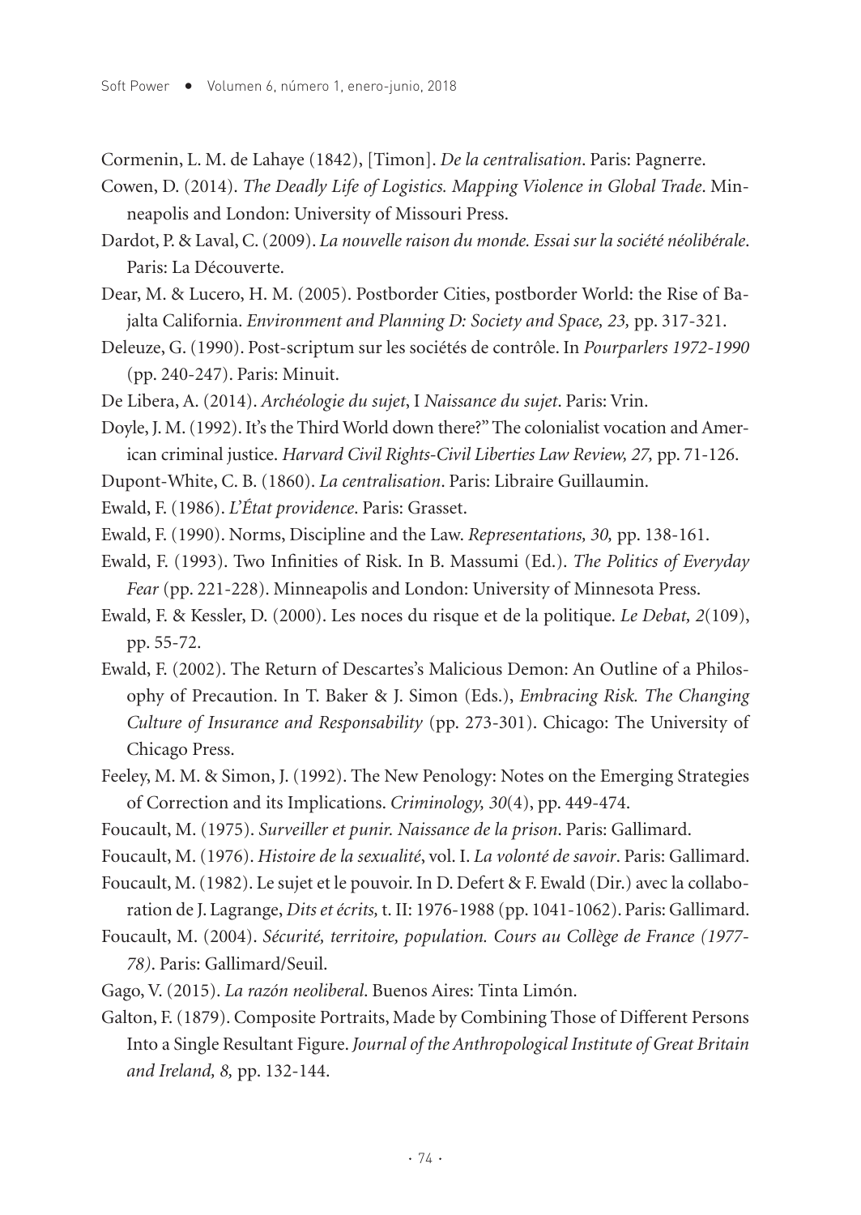Cormenin, L. M. de Lahaye (1842), [Timon]. *De la centralisation*. Paris: Pagnerre.

Cowen, D. (2014). *The Deadly Life of Logistics. Mapping Violence in Global Trade*. Minneapolis and London: University of Missouri Press.

Dardot, P. & Laval, C. (2009). *La nouvelle raison du monde. Essai sur la société néolibérale*. Paris: La Découverte.

Dear, M. & Lucero, H. M. (2005). Postborder Cities, postborder World: the Rise of Bajalta California. *Environment and Planning D: Society and Space, 23,* pp. 317-321.

Deleuze, G. (1990). Post-scriptum sur les sociétés de contrôle. In *Pourparlers 1972-1990* (pp. 240-247). Paris: Minuit.

De Libera, A. (2014). *Archéologie du sujet*, I *Naissance du sujet*. Paris: Vrin.

Doyle, J. M. (1992). It's the Third World down there?" The colonialist vocation and American criminal justice. *Harvard Civil Rights-Civil Liberties Law Review, 27,* pp. 71-126.

Dupont-White, C. B. (1860). *La centralisation*. Paris: Libraire Guillaumin.

Ewald, F. (1986). *L'État providence*. Paris: Grasset.

Ewald, F. (1990). Norms, Discipline and the Law. *Representations, 30,* pp. 138-161.

Ewald, F. (1993). Two Infinities of Risk. In B. Massumi (Ed.). *The Politics of Everyday Fear* (pp. 221-228). Minneapolis and London: University of Minnesota Press.

Ewald, F. & Kessler, D. (2000). Les noces du risque et de la politique. *Le Debat, 2*(109), pp. 55-72.

Ewald, F. (2002). The Return of Descartes's Malicious Demon: An Outline of a Philosophy of Precaution. In T. Baker & J. Simon (Eds.), *Embracing Risk. The Changing Culture of Insurance and Responsability* (pp. 273-301). Chicago: The University of Chicago Press.

Feeley, M. M. & Simon, J. (1992). The New Penology: Notes on the Emerging Strategies of Correction and its Implications. *Criminology, 30*(4), pp. 449-474.

Foucault, M. (1975). *Surveiller et punir. Naissance de la prison*. Paris: Gallimard.

Foucault, M. (1976). *Histoire de la sexualité*, vol. I. *La volonté de savoir*. Paris: Gallimard.

Foucault, M. (1982). Le sujet et le pouvoir. In D. Defert & F. Ewald (Dir.) avec la collaboration de J. Lagrange, *Dits et écrits,* t. II: 1976-1988 (pp. 1041-1062). Paris: Gallimard.

Foucault, M. (2004). *Sécurité, territoire, population. Cours au Collège de France (1977-78)*. Paris: Gallimard/Seuil.

Gago, V. (2015). *La razón neoliberal*. Buenos Aires: Tinta Limón.

Galton, F. (1879). Composite Portraits, Made by Combining Those of Different Persons Into a Single Resultant Figure. *Journal of the Anthropological Institute of Great Britain and Ireland, 8,* pp. 132-144.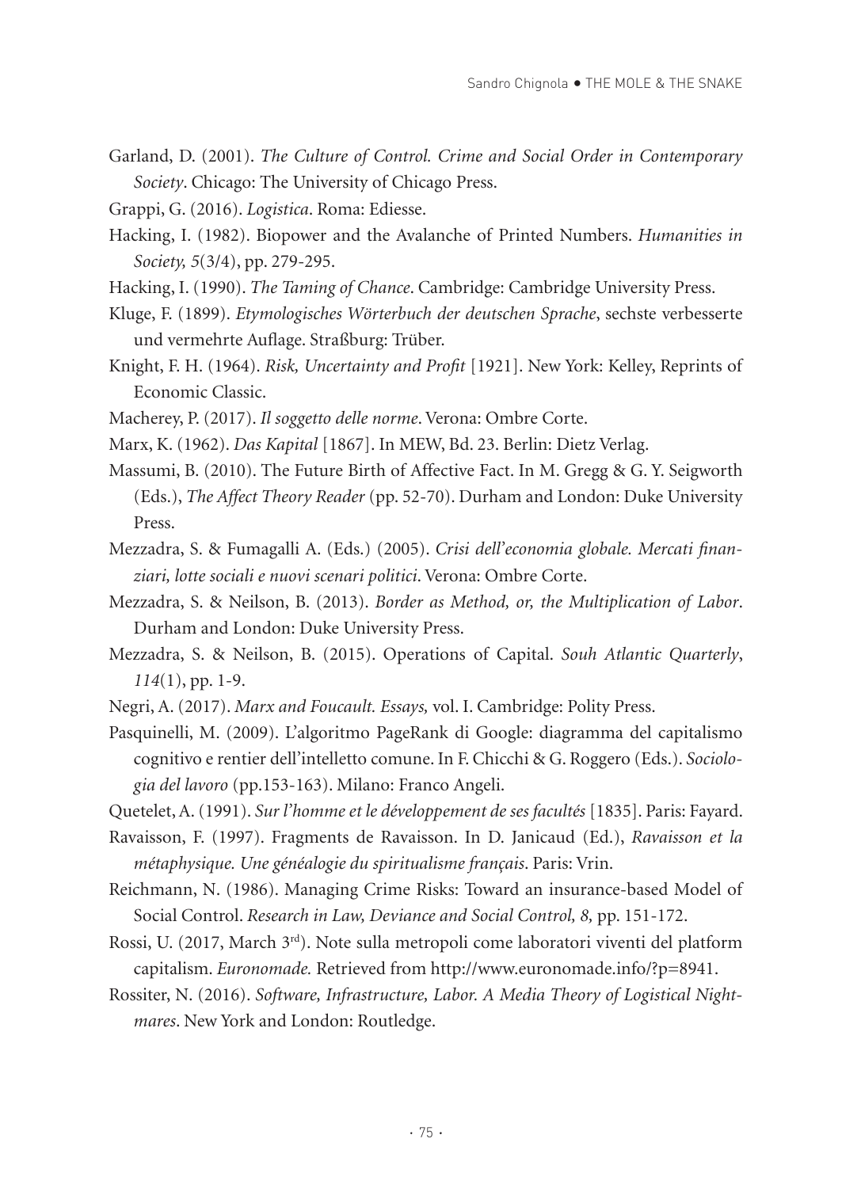Garland, D. (2001). *The Culture of Control. Crime and Social Order in Contemporary Society*. Chicago: The University of Chicago Press.

Grappi, G. (2016). *Logistica*. Roma: Ediesse.

Hacking, I. (1982). Biopower and the Avalanche of Printed Numbers. *Humanities in Society, 5*(3/4), pp. 279-295.

Hacking, I. (1990). *The Taming of Chance*. Cambridge: Cambridge University Press.

Kluge, F. (1899). *Etymologisches Wörterbuch der deutschen Sprache*, sechste verbesserte und vermehrte Auflage. Straßburg: Trüber.

Knight, F. H. (1964). *Risk, Uncertainty and Profit* [1921]. New York: Kelley, Reprints of Economic Classic.

Macherey, P. (2017). *Il soggetto delle norme*. Verona: Ombre Corte.

Marx, K. (1962). *Das Kapital* [1867]. In MEW, Bd. 23. Berlin: Dietz Verlag.

Massumi, B. (2010). The Future Birth of Affective Fact. In M. Gregg & G. Y. Seigworth (Eds.), *The Affect Theory Reader* (pp. 52-70). Durham and London: Duke University Press.

Mezzadra, S. & Fumagalli A. (Eds.) (2005). *Crisi dell'economia globale. Mercati finanziari, lotte sociali e nuovi scenari politici*. Verona: Ombre Corte.

Mezzadra, S. & Neilson, B. (2013). *Border as Method, or, the Multiplication of Labor*. Durham and London: Duke University Press.

Mezzadra, S. & Neilson, B. (2015). Operations of Capital. *Souh Atlantic Quarterly*, *114*(1), pp. 1-9.

Negri, A. (2017). *Marx and Foucault. Essays,* vol. I. Cambridge: Polity Press.

Pasquinelli, M. (2009). L'algoritmo PageRank di Google: diagramma del capitalismo cognitivo e rentier dell'intelletto comune. In F. Chicchi & G. Roggero (Eds.). *Sociologia del lavoro* (pp.153-163). Milano: Franco Angeli.

Quetelet, A. (1991). *Sur l'homme et le développement de ses facultés* [1835]. Paris: Fayard.

Ravaisson, F. (1997). Fragments de Ravaisson. In D. Janicaud (Ed.), *Ravaisson et la métaphysique. Une généalogie du spiritualisme français*. Paris: Vrin.

Reichmann, N. (1986). Managing Crime Risks: Toward an insurance-based Model of Social Control. *Research in Law, Deviance and Social Control, 8,* pp. 151-172.

Rossi, U. (2017, March 3rd). Note sulla metropoli come laboratori viventi del platform capitalism. *Euronomade.* Retrieved from http://www.euronomade.info/?p=8941.

Rossiter, N. (2016). *Software, Infrastructure, Labor. A Media Theory of Logistical Nightmares*. New York and London: Routledge.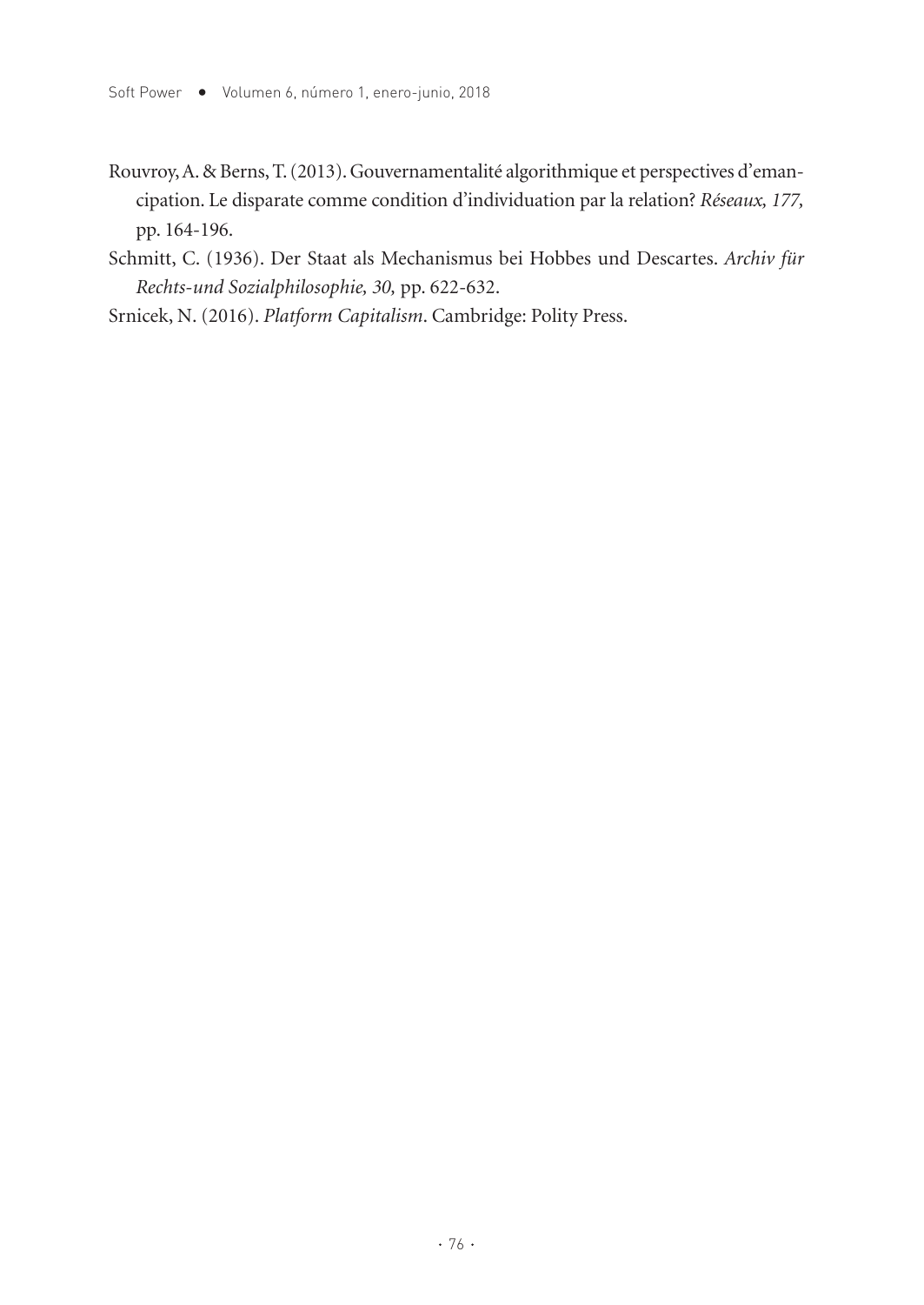Rouvroy, A. & Berns, T. (2013). Gouvernamentalité algorithmique et perspectives d'emancipation. Le disparate comme condition d'individuation par la relation? *Réseaux, 177,* pp. 164-196.

Schmitt, C. (1936). Der Staat als Mechanismus bei Hobbes und Descartes. *Archiv für Rechts-und Sozialphilosophie, 30,* pp. 622-632.

Srnicek, N. (2016). *Platform Capitalism*. Cambridge: Polity Press.